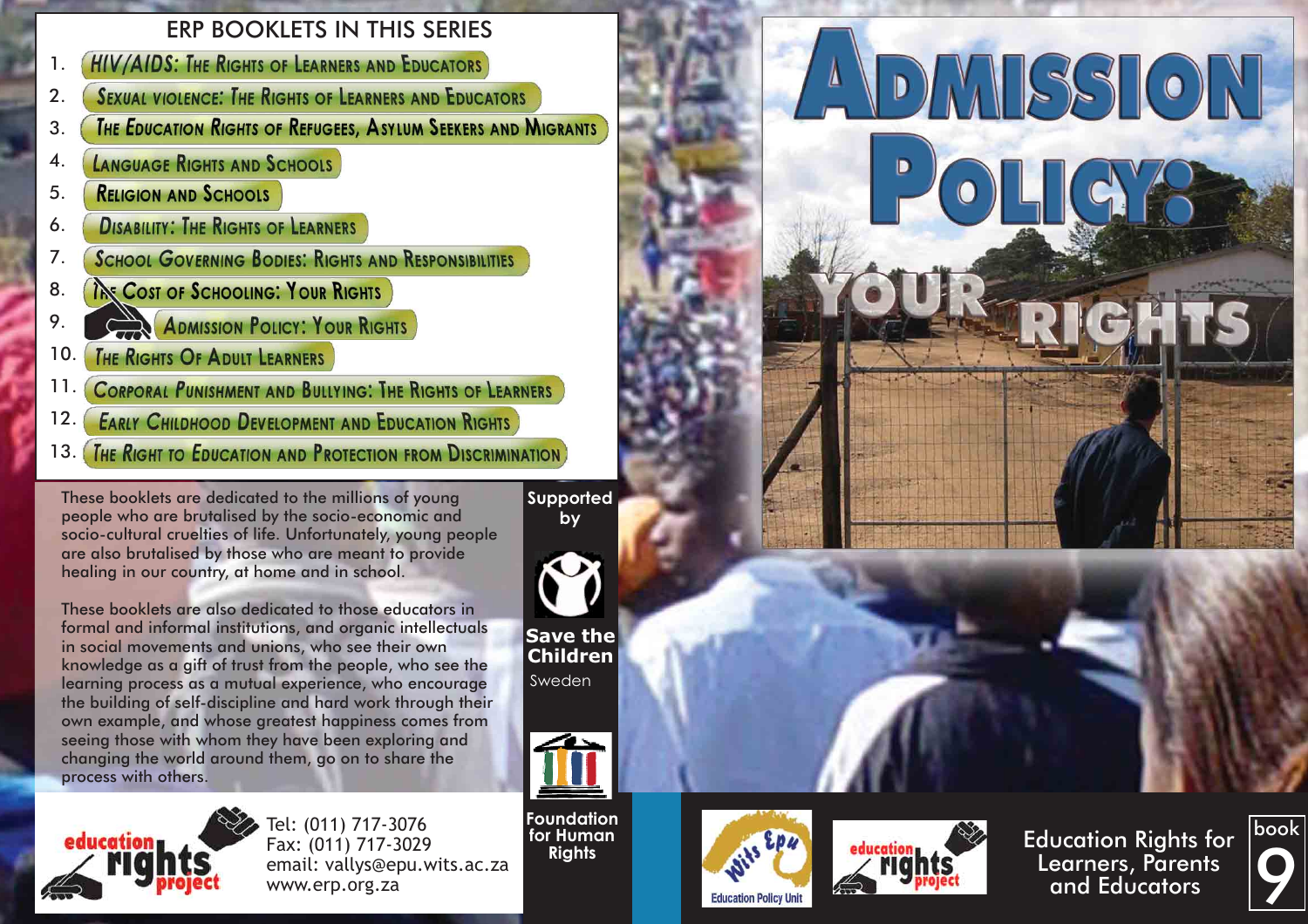# ADMISSION POLICY: YOUR RIGHTS

## ERP BOOKLETS IN THIS SERIES

1. HIV/AIDS: The Rights of Learners and Educators
2. Sexual Violence: The Rights of Learners and Educators
3. The Education Rights of Refugees, Asylum Seekers and Migrants
4. Language Rights and Schools
5. Religion and Schools
6. Disability: The Rights of Learners
7. School Governing Bodies: Rights and Responsibilities
8. The Cost of Schooling: Your Rights
9. Admission Policy: Your Rights
10. The Rights Of Adult Learners
11. Corporal Punishment and Bullying: The Rights of Learners
12. Early Childhood Development and Education Rights
13. The Right to Education and Protection from Discrimination

These booklets are dedicated to the millions of young people who are brutalised by the socio-economic and socio-cultural cruelties of life. Unfortunately, young people are also brutalised by those who are meant to provide healing in our country, at home and in school.

These booklets are also dedicated to those educators in formal and informal institutions, and organic intellectuals in social movements and unions, who see their own knowledge as a gift of trust from the people, who see the learning process as a mutual experience, who encourage the building of self-discipline and hard work through their own example, and whose greatest happiness comes from seeing those with whom they have been exploring and changing the world around them, go on to share the process with others.

Supported by

Save the Children Sweden

Foundation for Human Rights

education rights project

Tel: (011) 717-3076
Fax: (011) 717-3029
email: vallys@epu.wits.ac.za
www.erp.org.za

Wits Epu Education Policy Unit

Education Rights for Learners, Parents and Educators

book 9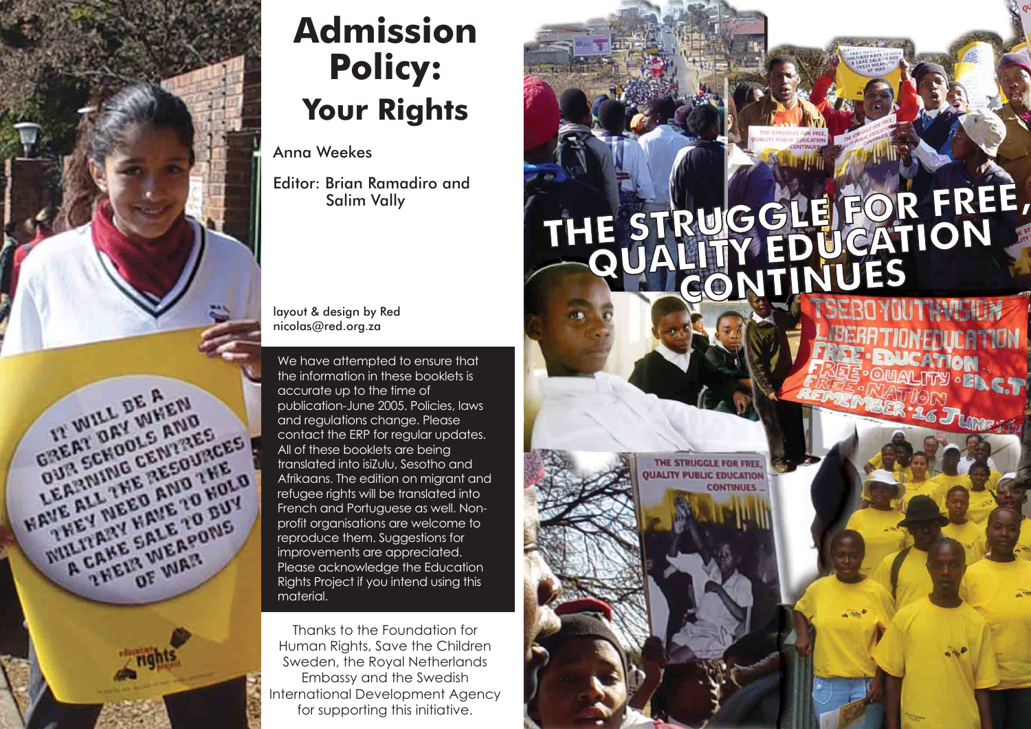# Admission Policy: Your Rights

Anna Weekes

Editor: Brian Ramadiro and Salim Vally

layout & design by Red
nicolas@red.org.za

We have attempted to ensure that the information in these booklets is accurate up to the time of publication-June 2005. Policies, laws and regulations change. Please contact the ERP for regular updates. All of these booklets are being translated into isiZulu, Sesotho and Afrikaans. The edition on migrant and refugee rights will be translated into French and Portuguese as well. Non-profit organisations are welcome to reproduce them. Suggestions for improvements are appreciated. Please acknowledge the Education Rights Project if you intend using this material.

Thanks to the Foundation for Human Rights, Save the Children Sweden, the Royal Netherlands Embassy and the Swedish International Development Agency for supporting this initiative.

THE STRUGGLE FOR FREE, QUALITY EDUCATION CONTINUES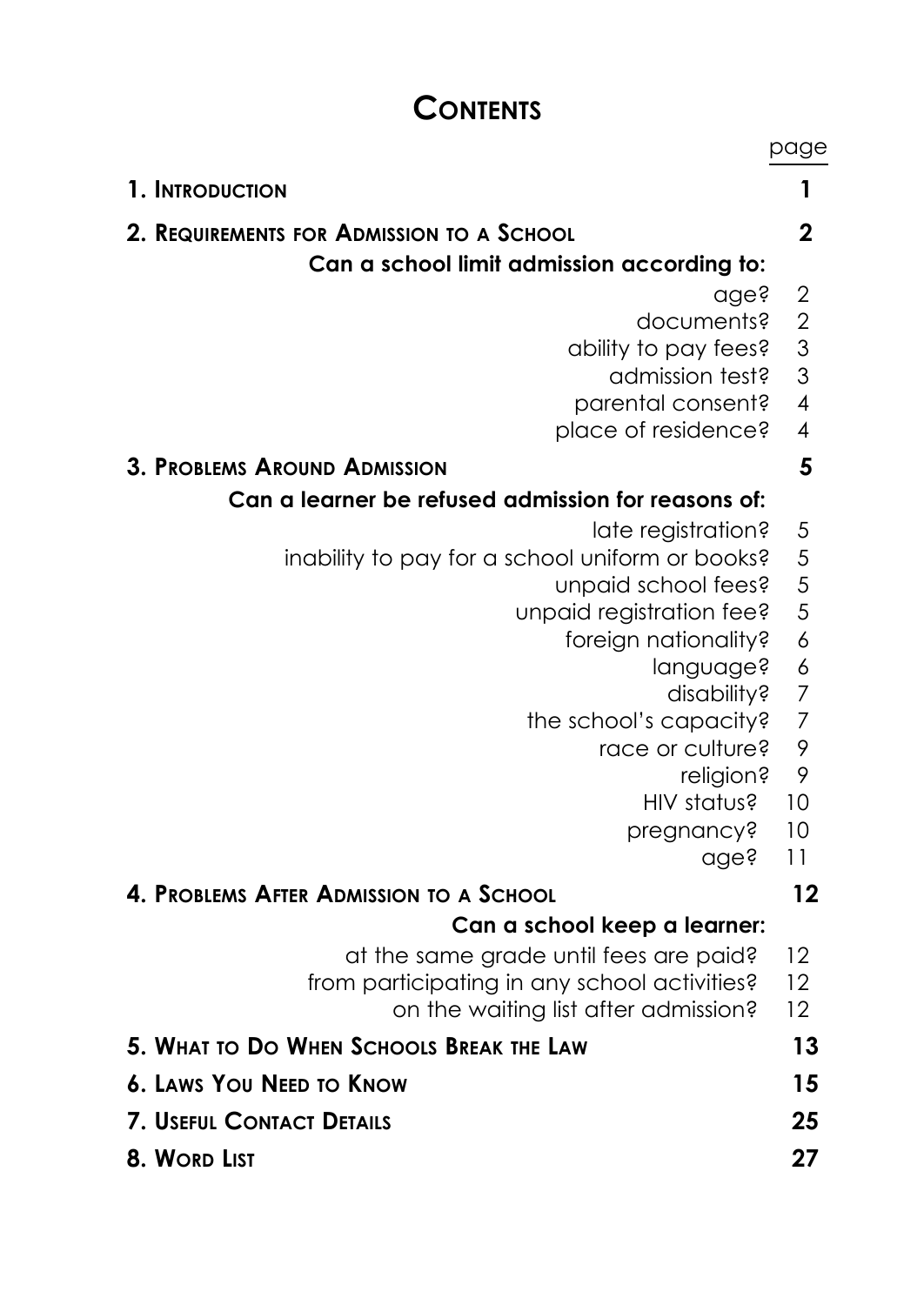# Contents

| | page |
|---|---|
| **1. Introduction** | **1** |
| **2. Requirements for Admission to a School** | **2** |
| **Can a school limit admission according to:** | |
| age? | 2 |
| documents? | 2 |
| ability to pay fees? | 3 |
| admission test? | 3 |
| parental consent? | 4 |
| place of residence? | 4 |
| **3. Problems Around Admission** | **5** |
| **Can a learner be refused admission for reasons of:** | |
| late registration? | 5 |
| inability to pay for a school uniform or books? | 5 |
| unpaid school fees? | 5 |
| unpaid registration fee? | 5 |
| foreign nationality? | 6 |
| language? | 6 |
| disability? | 7 |
| the school's capacity? | 7 |
| race or culture? | 9 |
| religion? | 9 |
| HIV status? | 10 |
| pregnancy? | 10 |
| age? | 11 |
| **4. Problems After Admission to a School** | **12** |
| **Can a school keep a learner:** | |
| at the same grade until fees are paid? | 12 |
| from participating in any school activities? | 12 |
| on the waiting list after admission? | 12 |
| **5. What to Do When Schools Break the Law** | **13** |
| **6. Laws You Need to Know** | **15** |
| **7. Useful Contact Details** | **25** |
| **8. Word List** | **27** |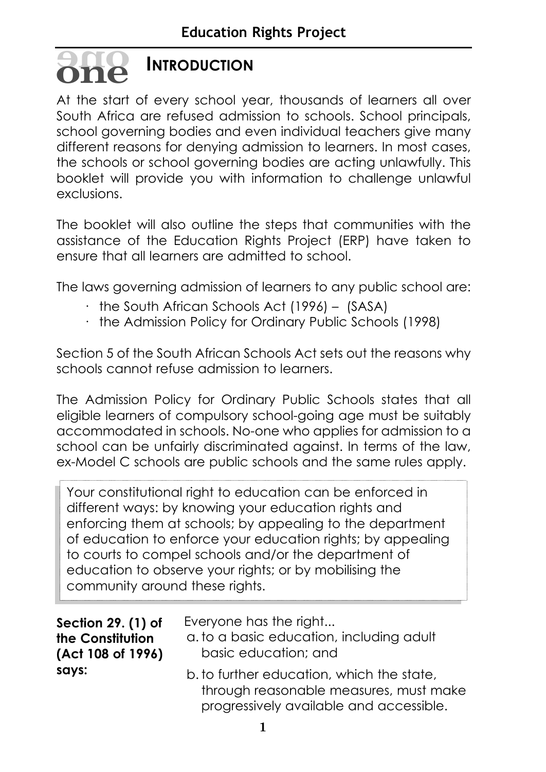# one INTRODUCTION

At the start of every school year, thousands of learners all over South Africa are refused admission to schools. School principals, school governing bodies and even individual teachers give many different reasons for denying admission to learners. In most cases, the schools or school governing bodies are acting unlawfully. This booklet will provide you with information to challenge unlawful exclusions.

The booklet will also outline the steps that communities with the assistance of the Education Rights Project (ERP) have taken to ensure that all learners are admitted to school.

The laws governing admission of learners to any public school are:

- the South African Schools Act (1996) – (SASA)
- the Admission Policy for Ordinary Public Schools (1998)

Section 5 of the South African Schools Act sets out the reasons why schools cannot refuse admission to learners.

The Admission Policy for Ordinary Public Schools states that all eligible learners of compulsory school-going age must be suitably accommodated in schools. No-one who applies for admission to a school can be unfairly discriminated against. In terms of the law, ex-Model C schools are public schools and the same rules apply.

> Your constitutional right to education can be enforced in different ways: by knowing your education rights and enforcing them at schools; by appealing to the department of education to enforce your education rights; by appealing to courts to compel schools and/or the department of education to observe your rights; or by mobilising the community around these rights.

**Section 29. (1) of the Constitution (Act 108 of 1996) says:**

Everyone has the right...

a. to a basic education, including adult basic education; and

b. to further education, which the state, through reasonable measures, must make progressively available and accessible.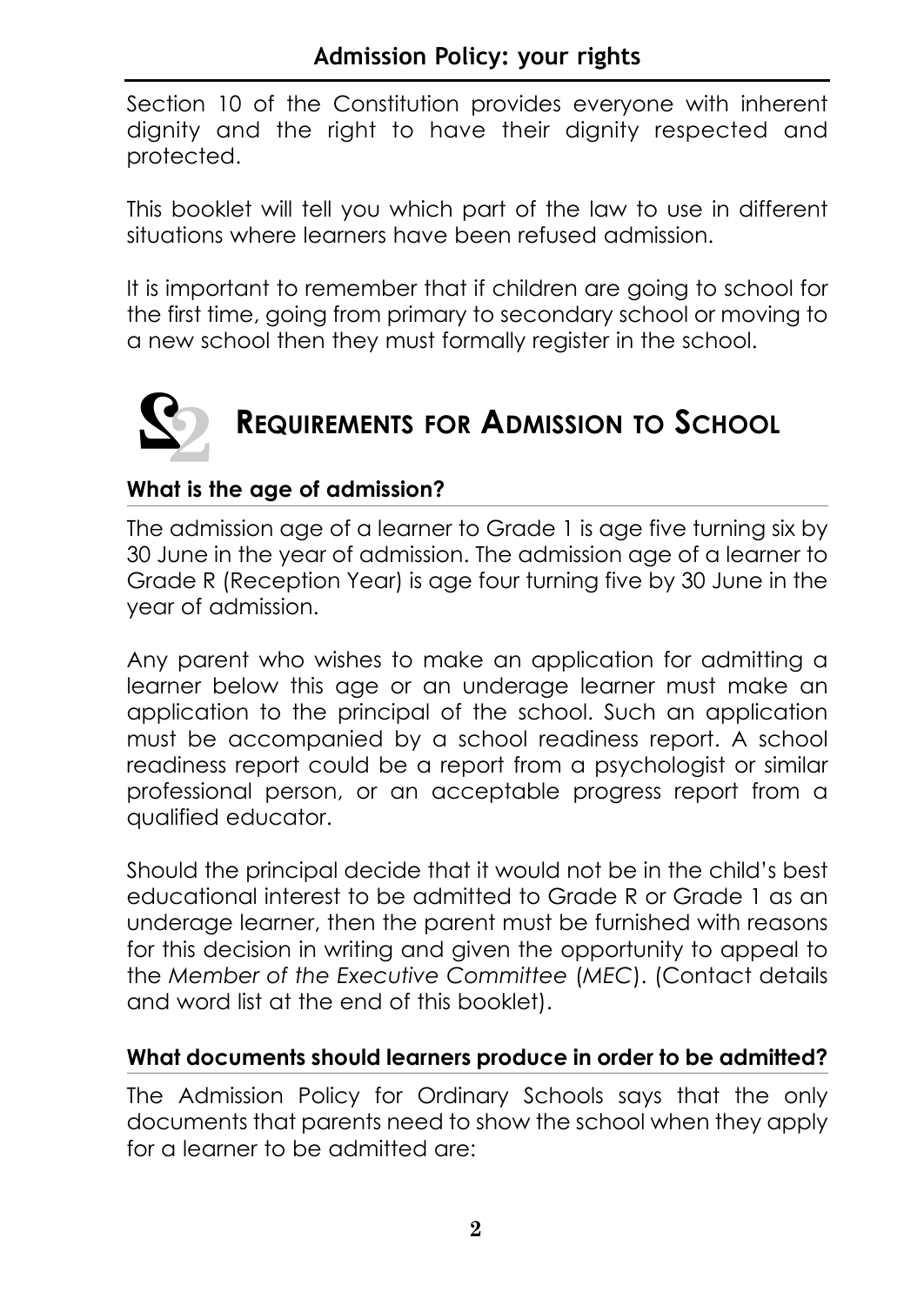Section 10 of the Constitution provides everyone with inherent dignity and the right to have their dignity respected and protected.

This booklet will tell you which part of the law to use in different situations where learners have been refused admission.

It is important to remember that if children are going to school for the first time, going from primary to secondary school or moving to a new school then they must formally register in the school.

## 2 REQUIREMENTS FOR ADMISSION TO SCHOOL

### What is the age of admission?

The admission age of a learner to Grade 1 is age five turning six by 30 June in the year of admission. The admission age of a learner to Grade R (Reception Year) is age four turning five by 30 June in the year of admission.

Any parent who wishes to make an application for admitting a learner below this age or an underage learner must make an application to the principal of the school. Such an application must be accompanied by a school readiness report. A school readiness report could be a report from a psychologist or similar professional person, or an acceptable progress report from a qualified educator.

Should the principal decide that it would not be in the child's best educational interest to be admitted to Grade R or Grade 1 as an underage learner, then the parent must be furnished with reasons for this decision in writing and given the opportunity to appeal to the *Member of the Executive Committee* (*MEC*). (Contact details and word list at the end of this booklet).

### What documents should learners produce in order to be admitted?

The Admission Policy for Ordinary Schools says that the only documents that parents need to show the school when they apply for a learner to be admitted are: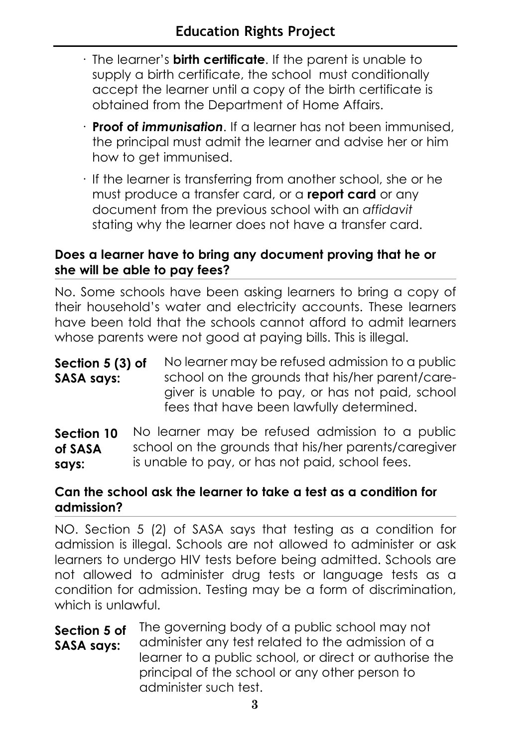- The learner's **birth certificate**. If the parent is unable to supply a birth certificate, the school must conditionally accept the learner until a copy of the birth certificate is obtained from the Department of Home Affairs.
- **Proof of *immunisation***. If a learner has not been immunised, the principal must admit the learner and advise her or him how to get immunised.
- If the learner is transferring from another school, she or he must produce a transfer card, or a **report card** or any document from the previous school with an *affidavit* stating why the learner does not have a transfer card.

**Does a learner have to bring any document proving that he or she will be able to pay fees?**

No. Some schools have been asking learners to bring a copy of their household's water and electricity accounts. These learners have been told that the schools cannot afford to admit learners whose parents were not good at paying bills. This is illegal.

**Section 5 (3) of SASA says:** No learner may be refused admission to a public school on the grounds that his/her parent/care-giver is unable to pay, or has not paid, school fees that have been lawfully determined.

**Section 10 of SASA says:** No learner may be refused admission to a public school on the grounds that his/her parents/caregiver is unable to pay, or has not paid, school fees.

**Can the school ask the learner to take a test as a condition for admission?**

NO. Section 5 (2) of SASA says that testing as a condition for admission is illegal. Schools are not allowed to administer or ask learners to undergo HIV tests before being admitted. Schools are not allowed to administer drug tests or language tests as a condition for admission. Testing may be a form of discrimination, which is unlawful.

**Section 5 of SASA says:** The governing body of a public school may not administer any test related to the admission of a learner to a public school, or direct or authorise the principal of the school or any other person to administer such test.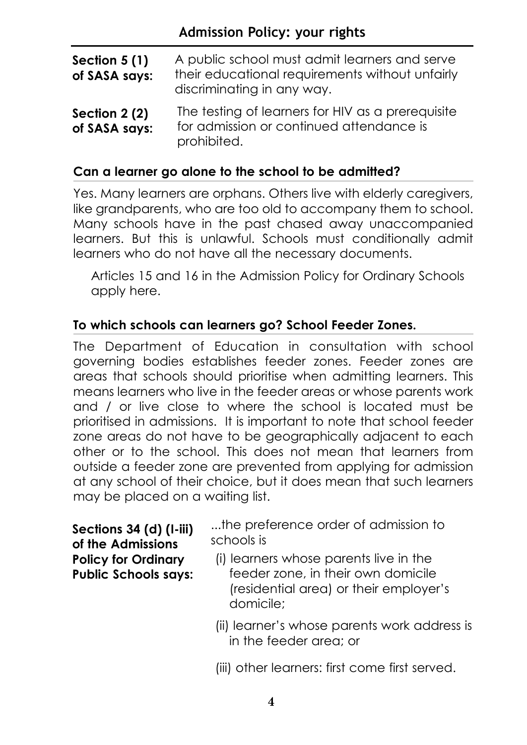## Admission Policy: your rights

**Section 5 (1) of SASA says:** A public school must admit learners and serve their educational requirements without unfairly discriminating in any way.

**Section 2 (2) of SASA says:** The testing of learners for HIV as a prerequisite for admission or continued attendance is prohibited.

### Can a learner go alone to the school to be admitted?

Yes. Many learners are orphans. Others live with elderly caregivers, like grandparents, who are too old to accompany them to school. Many schools have in the past chased away unaccompanied learners. But this is unlawful. Schools must conditionally admit learners who do not have all the necessary documents.

Articles 15 and 16 in the Admission Policy for Ordinary Schools apply here.

### To which schools can learners go? School Feeder Zones.

The Department of Education in consultation with school governing bodies establishes feeder zones. Feeder zones are areas that schools should prioritise when admitting learners. This means learners who live in the feeder areas or whose parents work and / or live close to where the school is located must be prioritised in admissions. It is important to note that school feeder zone areas do not have to be geographically adjacent to each other or to the school. This does not mean that learners from outside a feeder zone are prevented from applying for admission at any school of their choice, but it does mean that such learners may be placed on a waiting list.

**Sections 34 (d) (I-iii) of the Admissions Policy for Ordinary Public Schools says:** ...the preference order of admission to schools is

- (i) learners whose parents live in the feeder zone, in their own domicile (residential area) or their employer's domicile;
- (ii) learner's whose parents work address is in the feeder area; or
- (iii) other learners: first come first served.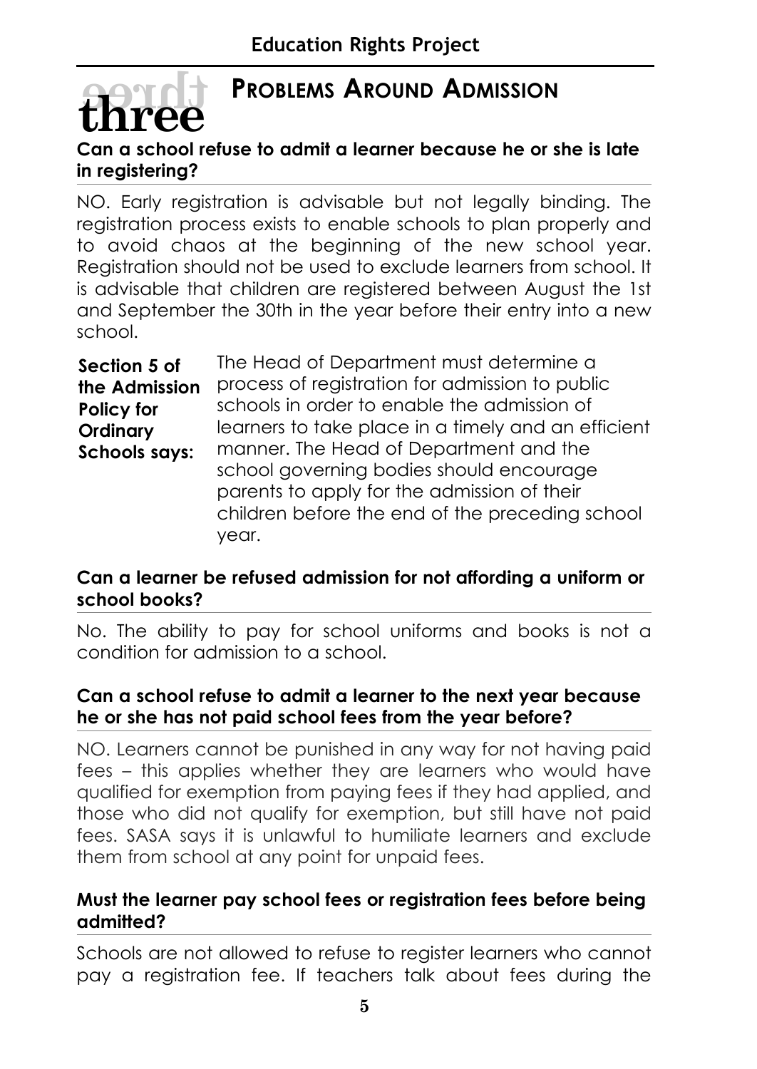# three PROBLEMS AROUND ADMISSION

### Can a school refuse to admit a learner because he or she is late in registering?

NO. Early registration is advisable but not legally binding. The registration process exists to enable schools to plan properly and to avoid chaos at the beginning of the new school year. Registration should not be used to exclude learners from school. It is advisable that children are registered between August the 1st and September the 30th in the year before their entry into a new school.

**Section 5 of the Admission Policy for Ordinary Schools says:** The Head of Department must determine a process of registration for admission to public schools in order to enable the admission of learners to take place in a timely and an efficient manner. The Head of Department and the school governing bodies should encourage parents to apply for the admission of their children before the end of the preceding school year.

### Can a learner be refused admission for not affording a uniform or school books?

No. The ability to pay for school uniforms and books is not a condition for admission to a school.

### Can a school refuse to admit a learner to the next year because he or she has not paid school fees from the year before?

NO. Learners cannot be punished in any way for not having paid fees – this applies whether they are learners who would have qualified for exemption from paying fees if they had applied, and those who did not qualify for exemption, but still have not paid fees. SASA says it is unlawful to humiliate learners and exclude them from school at any point for unpaid fees.

### Must the learner pay school fees or registration fees before being admitted?

Schools are not allowed to refuse to register learners who cannot pay a registration fee. If teachers talk about fees during the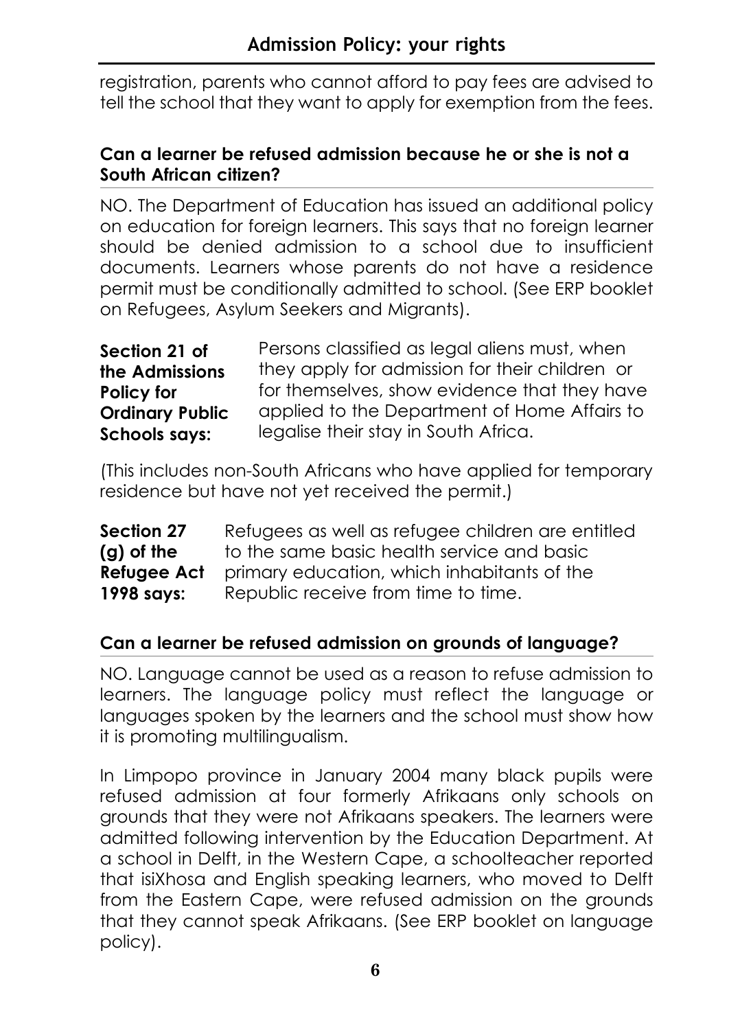registration, parents who cannot afford to pay fees are advised to tell the school that they want to apply for exemption from the fees.

### Can a learner be refused admission because he or she is not a South African citizen?

NO. The Department of Education has issued an additional policy on education for foreign learners. This says that no foreign learner should be denied admission to a school due to insufficient documents. Learners whose parents do not have a residence permit must be conditionally admitted to school. (See ERP booklet on Refugees, Asylum Seekers and Migrants).

**Section 21 of the Admissions Policy for Ordinary Public Schools says:** Persons classified as legal aliens must, when they apply for admission for their children or for themselves, show evidence that they have applied to the Department of Home Affairs to legalise their stay in South Africa.

(This includes non-South Africans who have applied for temporary residence but have not yet received the permit.)

**Section 27 (g) of the Refugee Act 1998 says:** Refugees as well as refugee children are entitled to the same basic health service and basic primary education, which inhabitants of the Republic receive from time to time.

### Can a learner be refused admission on grounds of language?

NO. Language cannot be used as a reason to refuse admission to learners. The language policy must reflect the language or languages spoken by the learners and the school must show how it is promoting multilingualism.

In Limpopo province in January 2004 many black pupils were refused admission at four formerly Afrikaans only schools on grounds that they were not Afrikaans speakers. The learners were admitted following intervention by the Education Department. At a school in Delft, in the Western Cape, a schoolteacher reported that isiXhosa and English speaking learners, who moved to Delft from the Eastern Cape, were refused admission on the grounds that they cannot speak Afrikaans. (See ERP booklet on language policy).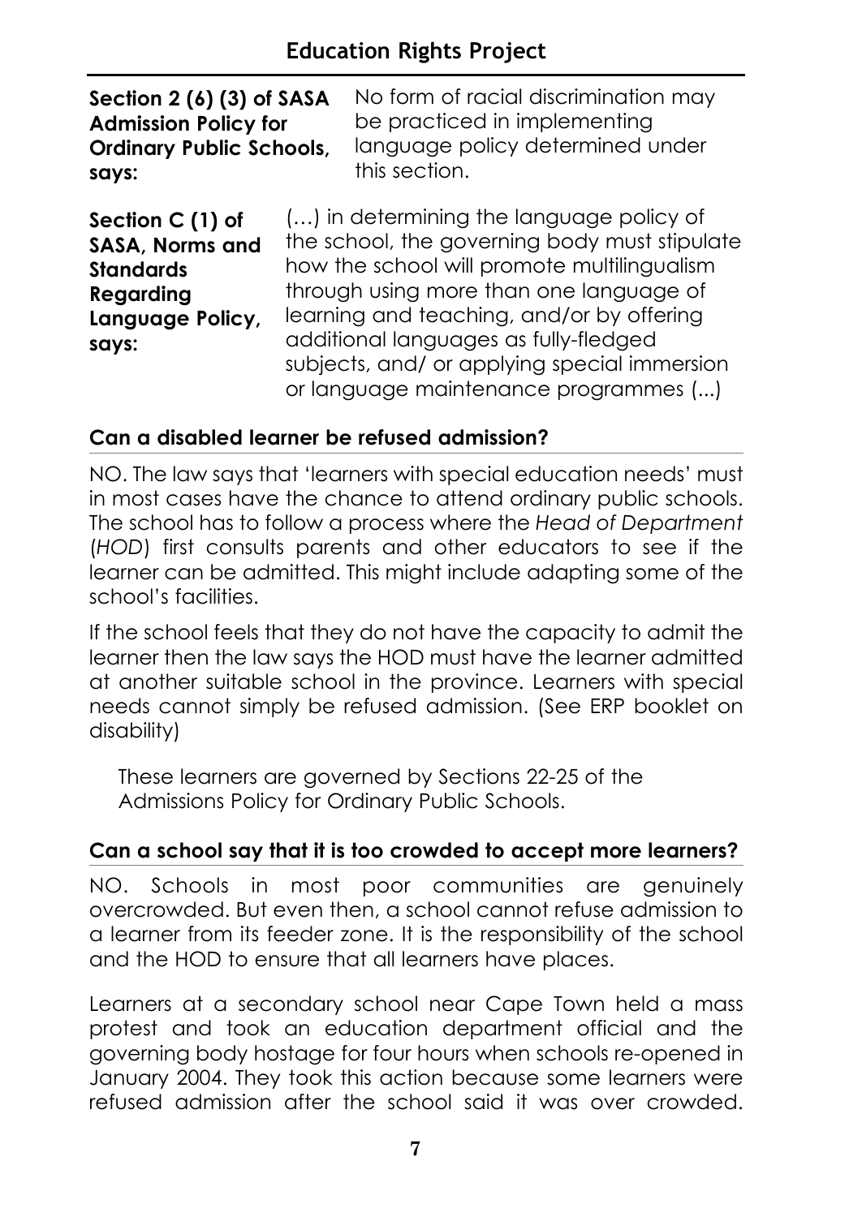| | |
|---|---|
| **Section 2 (6) (3) of SASA Admission Policy for Ordinary Public Schools, says:** | No form of racial discrimination may be practiced in implementing language policy determined under this section. |
| **Section C (1) of SASA, Norms and Standards Regarding Language Policy, says:** | (…) in determining the language policy of the school, the governing body must stipulate how the school will promote multilingualism through using more than one language of learning and teaching, and/or by offering additional languages as fully-fledged subjects, and/ or applying special immersion or language maintenance programmes (...) |

### Can a disabled learner be refused admission?

NO. The law says that 'learners with special education needs' must in most cases have the chance to attend ordinary public schools. The school has to follow a process where the *Head of Department* (*HOD*) first consults parents and other educators to see if the learner can be admitted. This might include adapting some of the school's facilities.

If the school feels that they do not have the capacity to admit the learner then the law says the HOD must have the learner admitted at another suitable school in the province. Learners with special needs cannot simply be refused admission. (See ERP booklet on disability)

These learners are governed by Sections 22-25 of the Admissions Policy for Ordinary Public Schools.

### Can a school say that it is too crowded to accept more learners?

NO. Schools in most poor communities are genuinely overcrowded. But even then, a school cannot refuse admission to a learner from its feeder zone. It is the responsibility of the school and the HOD to ensure that all learners have places.

Learners at a secondary school near Cape Town held a mass protest and took an education department official and the governing body hostage for four hours when schools re-opened in January 2004. They took this action because some learners were refused admission after the school said it was over crowded.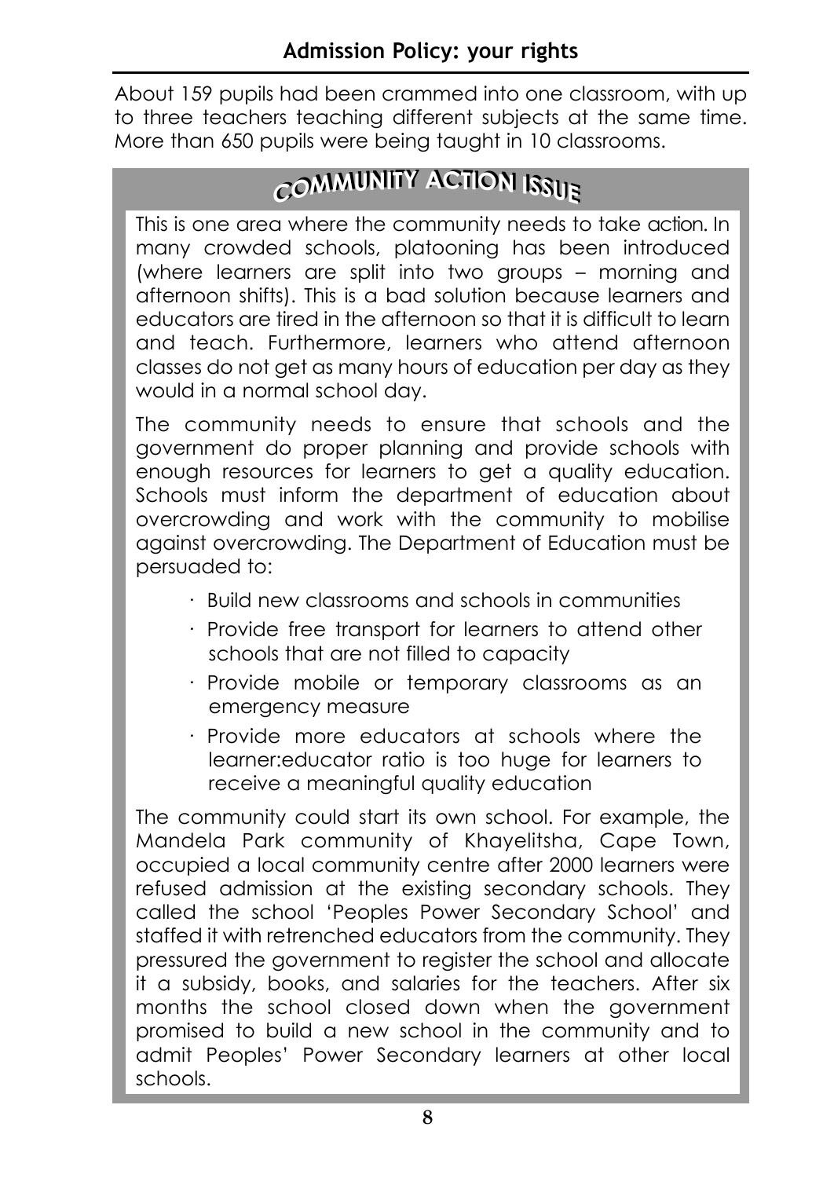About 159 pupils had been crammed into one classroom, with up to three teachers teaching different subjects at the same time. More than 650 pupils were being taught in 10 classrooms.

## COMMUNITY ACTION ISSUE

This is one area where the community needs to take action. In many crowded schools, platooning has been introduced (where learners are split into two groups – morning and afternoon shifts). This is a bad solution because learners and educators are tired in the afternoon so that it is difficult to learn and teach. Furthermore, learners who attend afternoon classes do not get as many hours of education per day as they would in a normal school day.

The community needs to ensure that schools and the government do proper planning and provide schools with enough resources for learners to get a quality education. Schools must inform the department of education about overcrowding and work with the community to mobilise against overcrowding. The Department of Education must be persuaded to:

- Build new classrooms and schools in communities
- Provide free transport for learners to attend other schools that are not filled to capacity
- Provide mobile or temporary classrooms as an emergency measure
- Provide more educators at schools where the learner:educator ratio is too huge for learners to receive a meaningful quality education

The community could start its own school. For example, the Mandela Park community of Khayelitsha, Cape Town, occupied a local community centre after 2000 learners were refused admission at the existing secondary schools. They called the school 'Peoples Power Secondary School' and staffed it with retrenched educators from the community. They pressured the government to register the school and allocate it a subsidy, books, and salaries for the teachers. After six months the school closed down when the government promised to build a new school in the community and to admit Peoples' Power Secondary learners at other local schools.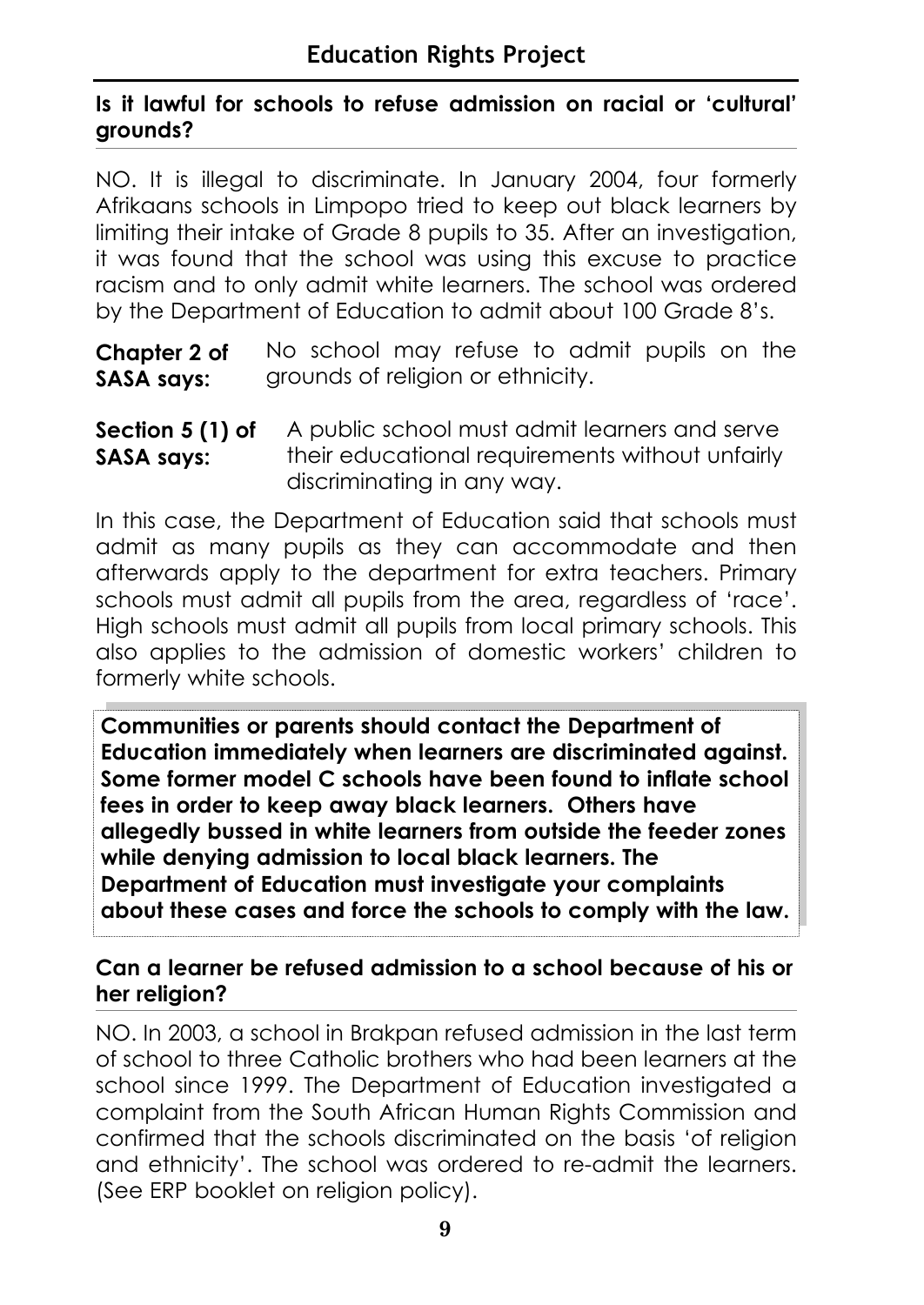### Is it lawful for schools to refuse admission on racial or 'cultural' grounds?

NO. It is illegal to discriminate. In January 2004, four formerly Afrikaans schools in Limpopo tried to keep out black learners by limiting their intake of Grade 8 pupils to 35. After an investigation, it was found that the school was using this excuse to practice racism and to only admit white learners. The school was ordered by the Department of Education to admit about 100 Grade 8's.

**Chapter 2 of SASA says:** No school may refuse to admit pupils on the grounds of religion or ethnicity.

**Section 5 (1) of SASA says:** A public school must admit learners and serve their educational requirements without unfairly discriminating in any way.

In this case, the Department of Education said that schools must admit as many pupils as they can accommodate and then afterwards apply to the department for extra teachers. Primary schools must admit all pupils from the area, regardless of 'race'. High schools must admit all pupils from local primary schools. This also applies to the admission of domestic workers' children to formerly white schools.

**Communities or parents should contact the Department of Education immediately when learners are discriminated against. Some former model C schools have been found to inflate school fees in order to keep away black learners. Others have allegedly bussed in white learners from outside the feeder zones while denying admission to local black learners. The Department of Education must investigate your complaints about these cases and force the schools to comply with the law.**

### Can a learner be refused admission to a school because of his or her religion?

NO. In 2003, a school in Brakpan refused admission in the last term of school to three Catholic brothers who had been learners at the school since 1999. The Department of Education investigated a complaint from the South African Human Rights Commission and confirmed that the schools discriminated on the basis 'of religion and ethnicity'. The school was ordered to re-admit the learners. (See ERP booklet on religion policy).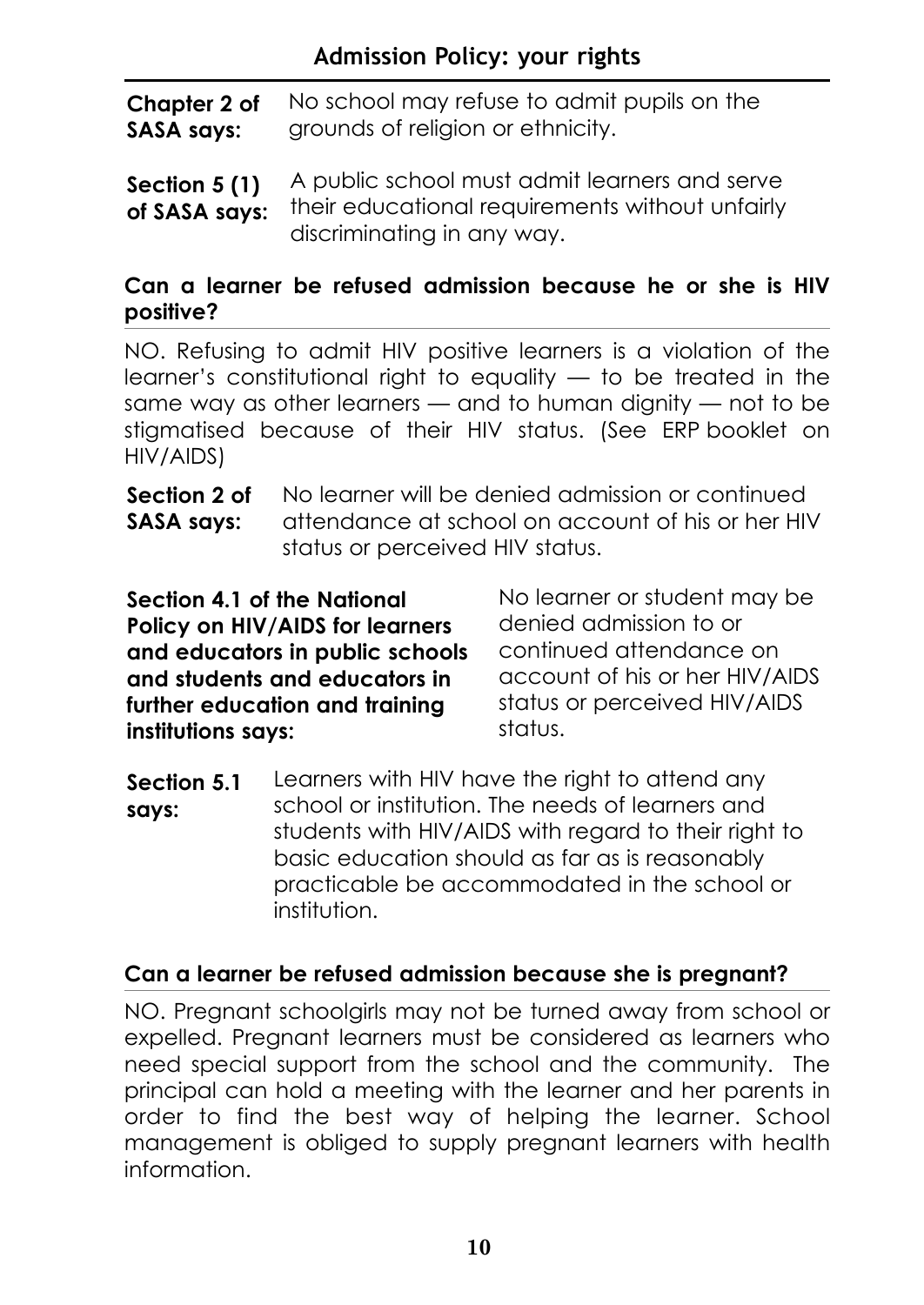## Admission Policy: your rights

**Chapter 2 of SASA says:** No school may refuse to admit pupils on the grounds of religion or ethnicity.

**Section 5 (1) of SASA says:** A public school must admit learners and serve their educational requirements without unfairly discriminating in any way.

### Can a learner be refused admission because he or she is HIV positive?

NO. Refusing to admit HIV positive learners is a violation of the learner's constitutional right to equality — to be treated in the same way as other learners — and to human dignity — not to be stigmatised because of their HIV status. (See ERP booklet on HIV/AIDS)

**Section 2 of SASA says:** No learner will be denied admission or continued attendance at school on account of his or her HIV status or perceived HIV status.

**Section 4.1 of the National Policy on HIV/AIDS for learners and educators in public schools and students and educators in further education and training institutions says:** No learner or student may be denied admission to or continued attendance on account of his or her HIV/AIDS status or perceived HIV/AIDS status.

**Section 5.1 says:** Learners with HIV have the right to attend any school or institution. The needs of learners and students with HIV/AIDS with regard to their right to basic education should as far as is reasonably practicable be accommodated in the school or institution.

### Can a learner be refused admission because she is pregnant?

NO. Pregnant schoolgirls may not be turned away from school or expelled. Pregnant learners must be considered as learners who need special support from the school and the community. The principal can hold a meeting with the learner and her parents in order to find the best way of helping the learner. School management is obliged to supply pregnant learners with health information.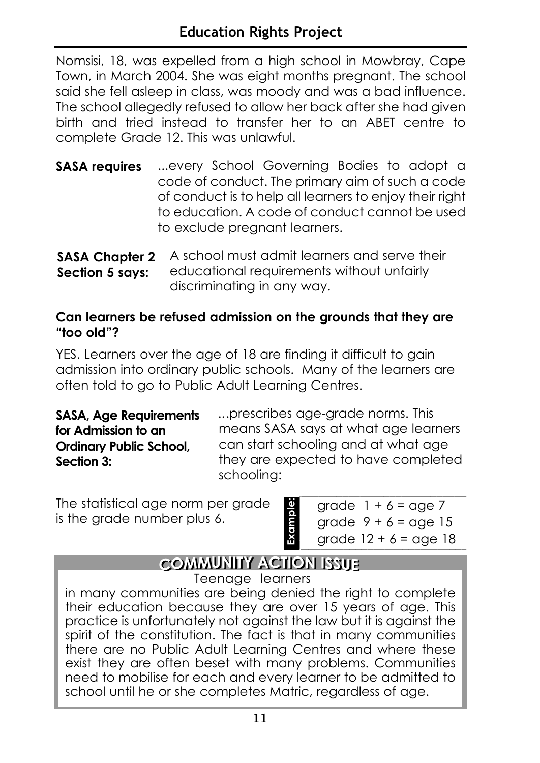Nomsisi, 18, was expelled from a high school in Mowbray, Cape Town, in March 2004. She was eight months pregnant. The school said she fell asleep in class, was moody and was a bad influence. The school allegedly refused to allow her back after she had given birth and tried instead to transfer her to an ABET centre to complete Grade 12. This was unlawful.

**SASA requires** ...every School Governing Bodies to adopt a code of conduct. The primary aim of such a code of conduct is to help all learners to enjoy their right to education. A code of conduct cannot be used to exclude pregnant learners.

**SASA Chapter 2 Section 5 says:** A school must admit learners and serve their educational requirements without unfairly discriminating in any way.

### Can learners be refused admission on the grounds that they are "too old"?

YES. Learners over the age of 18 are finding it difficult to gain admission into ordinary public schools. Many of the learners are often told to go to Public Adult Learning Centres.

**SASA, Age Requirements for Admission to an Ordinary Public School, Section 3:** ...prescribes age-grade norms. This means SASA says at what age learners can start schooling and at what age they are expected to have completed schooling:

The statistical age norm per grade is the grade number plus 6.

**Example:**

grade 1 + 6 = age 7
grade 9 + 6 = age 15
grade 12 + 6 = age 18

## COMMUNITY ACTION ISSUE

Teenage learners in many communities are being denied the right to complete their education because they are over 15 years of age. This practice is unfortunately not against the law but it is against the spirit of the constitution. The fact is that in many communities there are no Public Adult Learning Centres and where these exist they are often beset with many problems. Communities need to mobilise for each and every learner to be admitted to school until he or she completes Matric, regardless of age.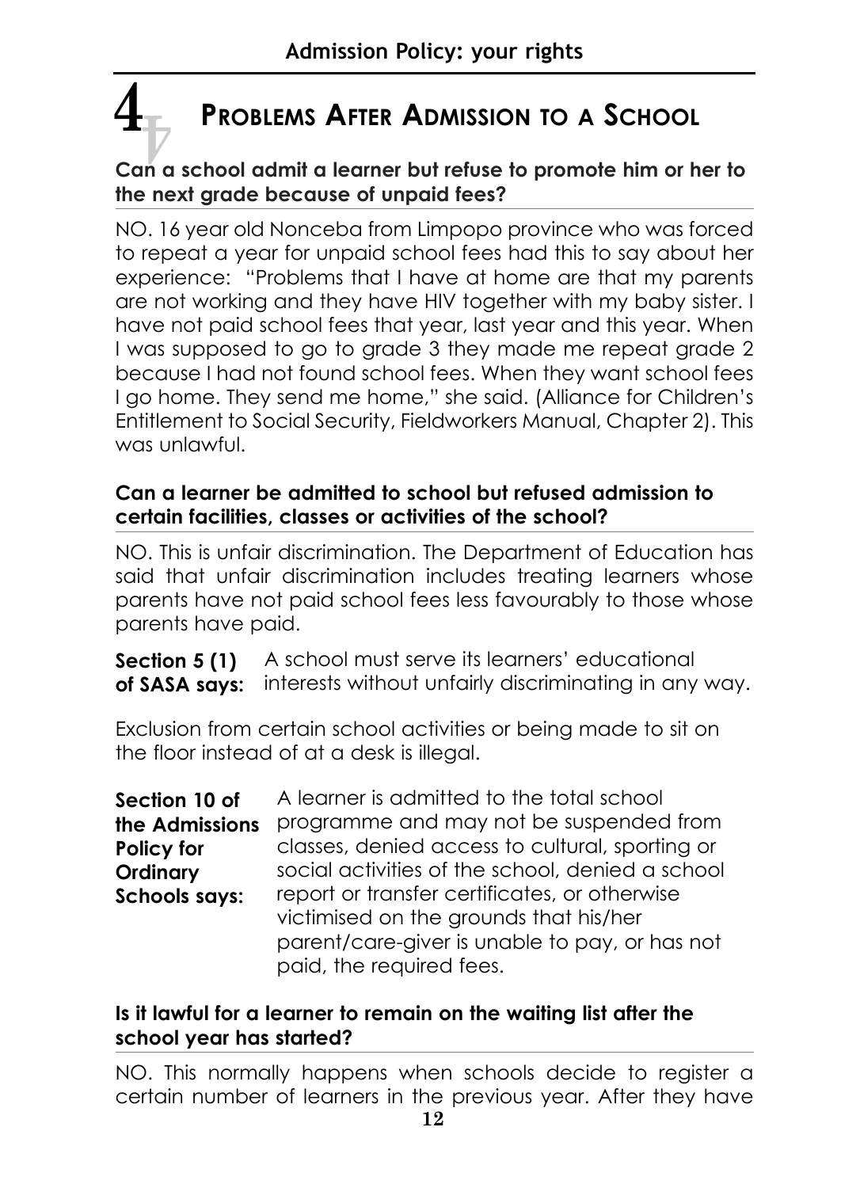# 4 Problems After Admission to a School

### Can a school admit a learner but refuse to promote him or her to the next grade because of unpaid fees?

NO. 16 year old Nonceba from Limpopo province who was forced to repeat a year for unpaid school fees had this to say about her experience: "Problems that I have at home are that my parents are not working and they have HIV together with my baby sister. I have not paid school fees that year, last year and this year. When I was supposed to go to grade 3 they made me repeat grade 2 because I had not found school fees. When they want school fees I go home. They send me home," she said. (Alliance for Children's Entitlement to Social Security, Fieldworkers Manual, Chapter 2). This was unlawful.

### Can a learner be admitted to school but refused admission to certain facilities, classes or activities of the school?

NO. This is unfair discrimination. The Department of Education has said that unfair discrimination includes treating learners whose parents have not paid school fees less favourably to those whose parents have paid.

**Section 5 (1) of SASA says:** A school must serve its learners' educational interests without unfairly discriminating in any way.

Exclusion from certain school activities or being made to sit on the floor instead of at a desk is illegal.

**Section 10 of the Admissions Policy for Ordinary Schools says:** A learner is admitted to the total school programme and may not be suspended from classes, denied access to cultural, sporting or social activities of the school, denied a school report or transfer certificates, or otherwise victimised on the grounds that his/her parent/care-giver is unable to pay, or has not paid, the required fees.

### Is it lawful for a learner to remain on the waiting list after the school year has started?

NO. This normally happens when schools decide to register a certain number of learners in the previous year. After they have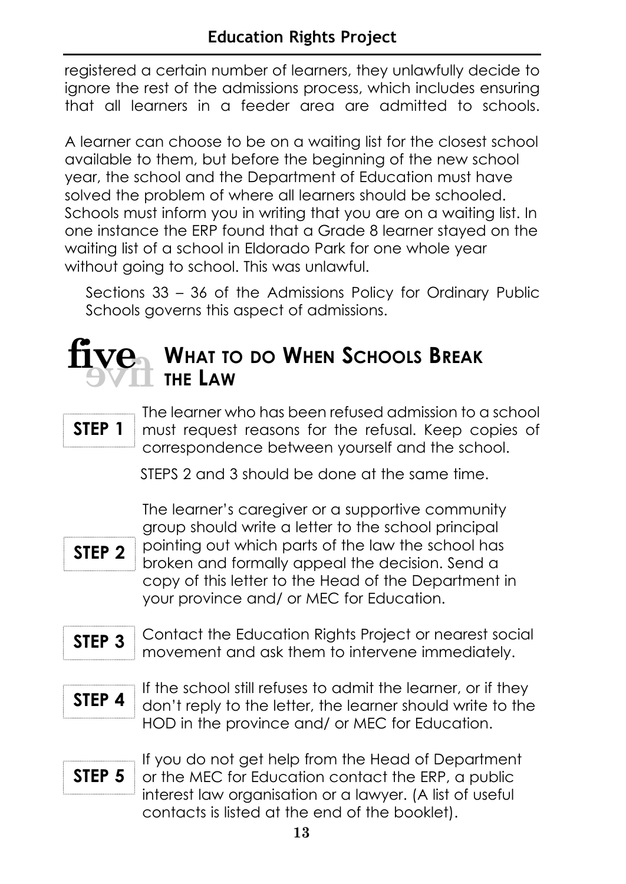registered a certain number of learners, they unlawfully decide to ignore the rest of the admissions process, which includes ensuring that all learners in a feeder area are admitted to schools.

A learner can choose to be on a waiting list for the closest school available to them, but before the beginning of the new school year, the school and the Department of Education must have solved the problem of where all learners should be schooled. Schools must inform you in writing that you are on a waiting list. In one instance the ERP found that a Grade 8 learner stayed on the waiting list of a school in Eldorado Park for one whole year without going to school. This was unlawful.

Sections 33 – 36 of the Admissions Policy for Ordinary Public Schools governs this aspect of admissions.

## five — WHAT TO DO WHEN SCHOOLS BREAK THE LAW

**STEP 1** The learner who has been refused admission to a school must request reasons for the refusal. Keep copies of correspondence between yourself and the school.

STEPS 2 and 3 should be done at the same time.

**STEP 2** The learner's caregiver or a supportive community group should write a letter to the school principal pointing out which parts of the law the school has broken and formally appeal the decision. Send a copy of this letter to the Head of the Department in your province and/ or MEC for Education.

**STEP 3** Contact the Education Rights Project or nearest social movement and ask them to intervene immediately.

**STEP 4** If the school still refuses to admit the learner, or if they don't reply to the letter, the learner should write to the HOD in the province and/ or MEC for Education.

**STEP 5** If you do not get help from the Head of Department or the MEC for Education contact the ERP, a public interest law organisation or a lawyer. (A list of useful contacts is listed at the end of the booklet).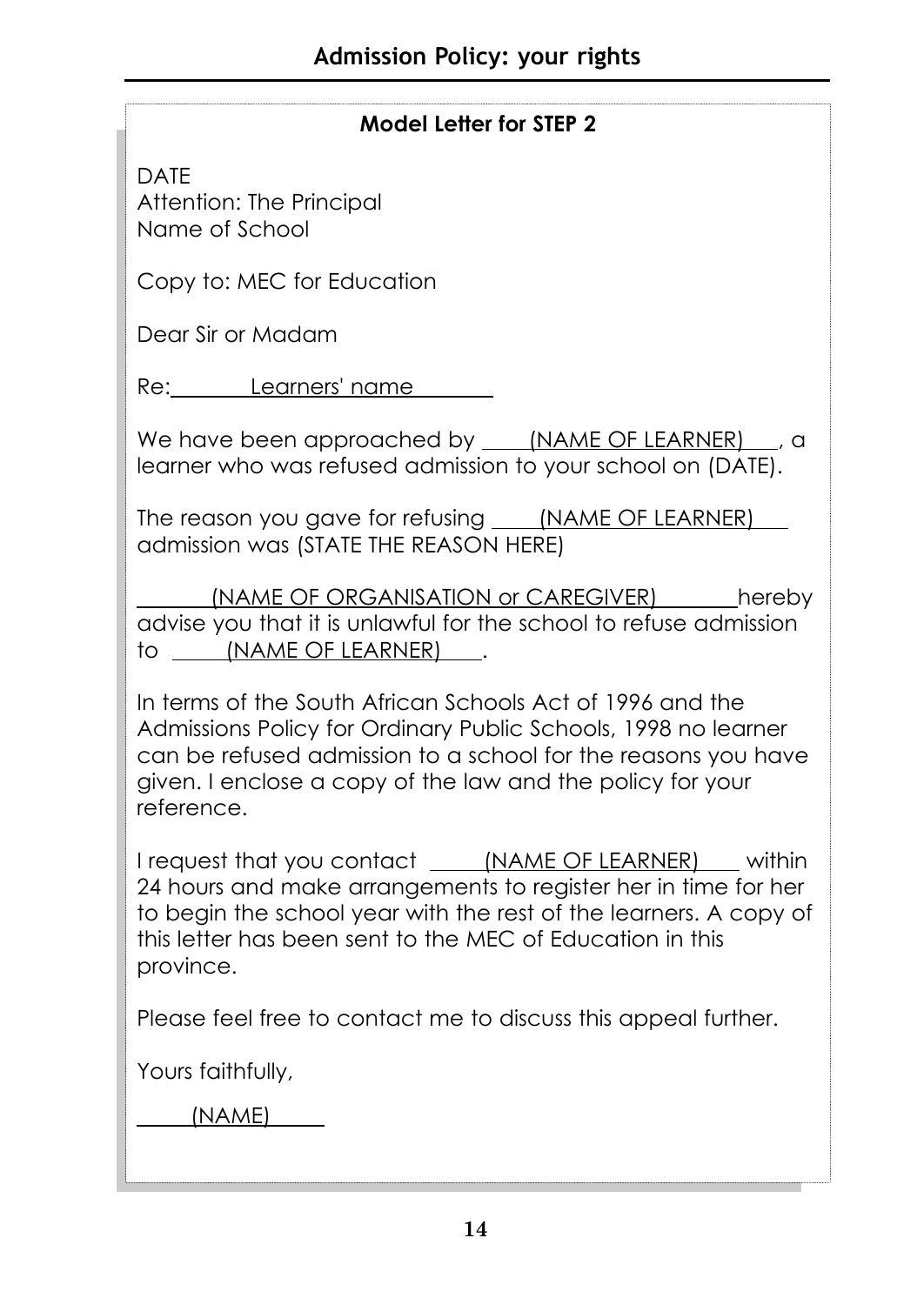## Admission Policy: your rights

### Model Letter for STEP 2

DATE
Attention: The Principal
Name of School

Copy to: MEC for Education

Dear Sir or Madam

Re: Learners' name

We have been approached by (NAME OF LEARNER), a learner who was refused admission to your school on (DATE).

The reason you gave for refusing (NAME OF LEARNER) admission was (STATE THE REASON HERE)

(NAME OF ORGANISATION or CAREGIVER) hereby advise you that it is unlawful for the school to refuse admission to (NAME OF LEARNER).

In terms of the South African Schools Act of 1996 and the Admissions Policy for Ordinary Public Schools, 1998 no learner can be refused admission to a school for the reasons you have given. I enclose a copy of the law and the policy for your reference.

I request that you contact (NAME OF LEARNER) within 24 hours and make arrangements to register her in time for her to begin the school year with the rest of the learners. A copy of this letter has been sent to the MEC of Education in this province.

Please feel free to contact me to discuss this appeal further.

Yours faithfully,

(NAME)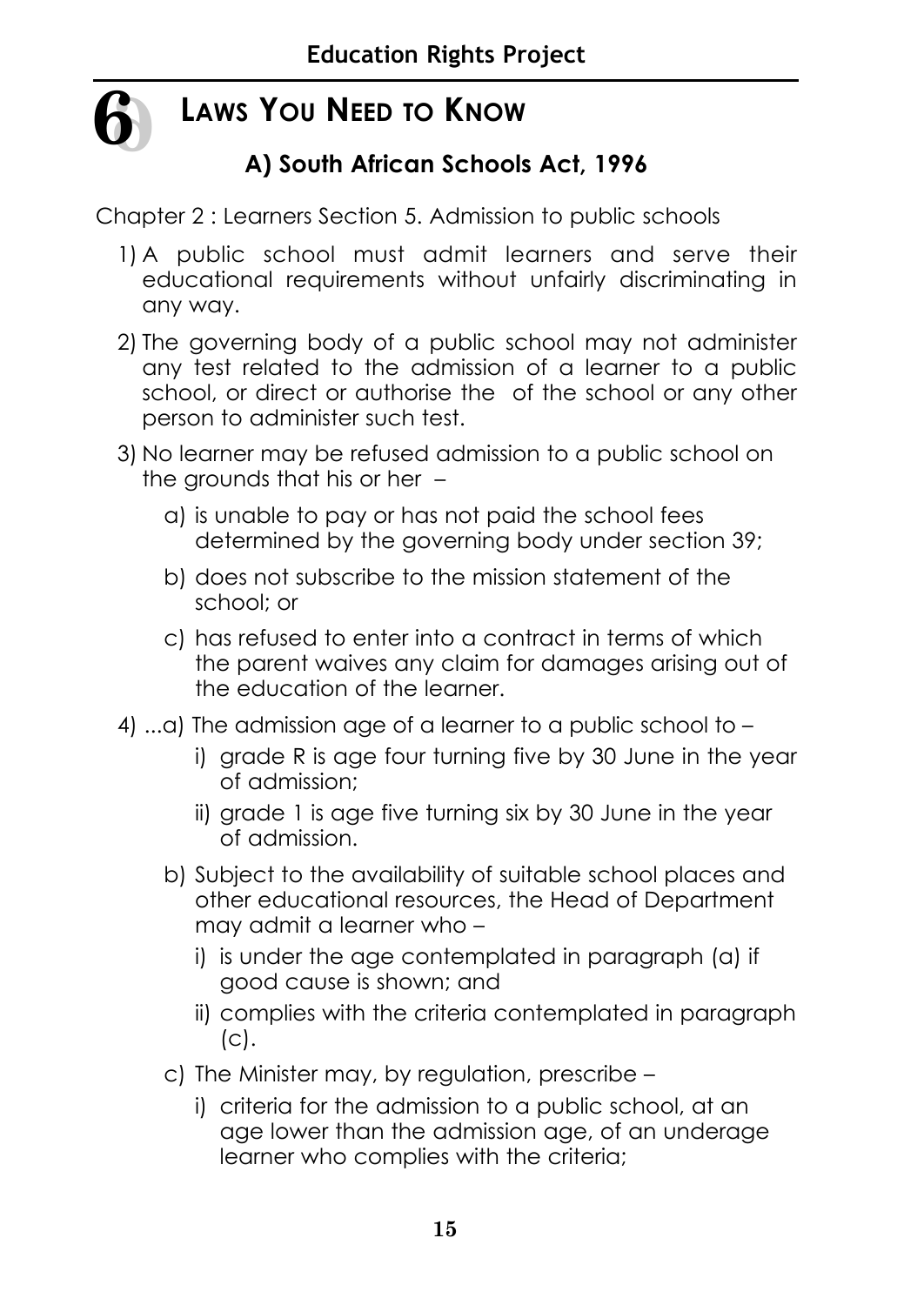# 6 LAWS YOU NEED TO KNOW

## A) South African Schools Act, 1996

Chapter 2 : Learners Section 5. Admission to public schools

1) A public school must admit learners and serve their educational requirements without unfairly discriminating in any way.
2) The governing body of a public school may not administer any test related to the admission of a learner to a public school, or direct or authorise the  of the school or any other person to administer such test.
3) No learner may be refused admission to a public school on the grounds that his or her –
   a) is unable to pay or has not paid the school fees determined by the governing body under section 39;
   b) does not subscribe to the mission statement of the school; or
   c) has refused to enter into a contract in terms of which the parent waives any claim for damages arising out of the education of the learner.
4) ...a) The admission age of a learner to a public school to –
   i) grade R is age four turning five by 30 June in the year of admission;
   ii) grade 1 is age five turning six by 30 June in the year of admission.

   b) Subject to the availability of suitable school places and other educational resources, the Head of Department may admit a learner who –
   i) is under the age contemplated in paragraph (a) if good cause is shown; and
   ii) complies with the criteria contemplated in paragraph (c).

   c) The Minister may, by regulation, prescribe –
   i) criteria for the admission to a public school, at an age lower than the admission age, of an underage learner who complies with the criteria;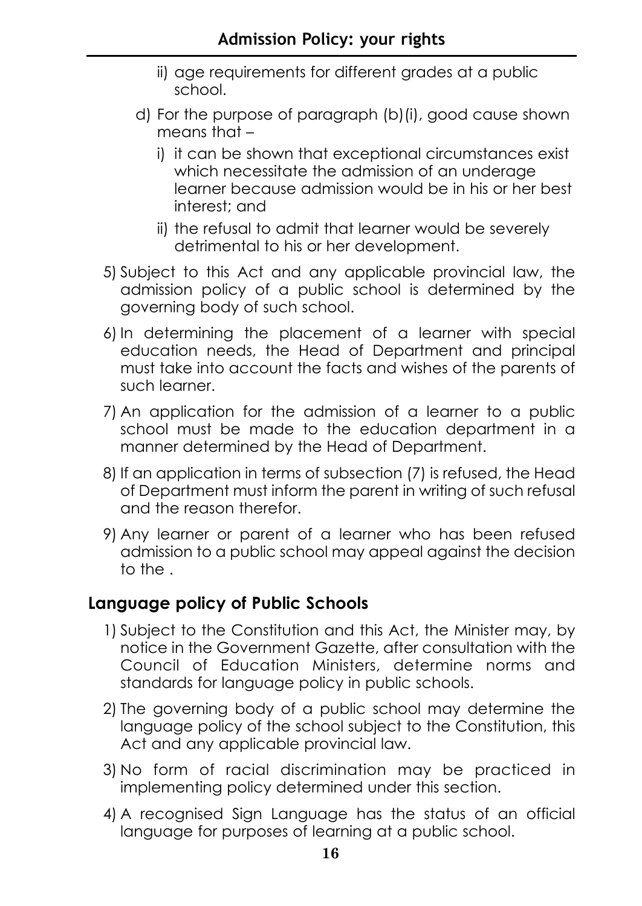ii) age requirements for different grades at a public school.

d) For the purpose of paragraph (b)(i), good cause shown means that –

  i) it can be shown that exceptional circumstances exist which necessitate the admission of an underage learner because admission would be in his or her best interest; and

  ii) the refusal to admit that learner would be severely detrimental to his or her development.

5) Subject to this Act and any applicable provincial law, the admission policy of a public school is determined by the governing body of such school.

6) In determining the placement of a learner with special education needs, the Head of Department and principal must take into account the facts and wishes of the parents of such learner.

7) An application for the admission of a learner to a public school must be made to the education department in a manner determined by the Head of Department.

8) If an application in terms of subsection (7) is refused, the Head of Department must inform the parent in writing of such refusal and the reason therefor.

9) Any learner or parent of a learner who has been refused admission to a public school may appeal against the decision to the .

## Language policy of Public Schools

1) Subject to the Constitution and this Act, the Minister may, by notice in the Government Gazette, after consultation with the Council of Education Ministers, determine norms and standards for language policy in public schools.

2) The governing body of a public school may determine the language policy of the school subject to the Constitution, this Act and any applicable provincial law.

3) No form of racial discrimination may be practiced in implementing policy determined under this section.

4) A recognised Sign Language has the status of an official language for purposes of learning at a public school.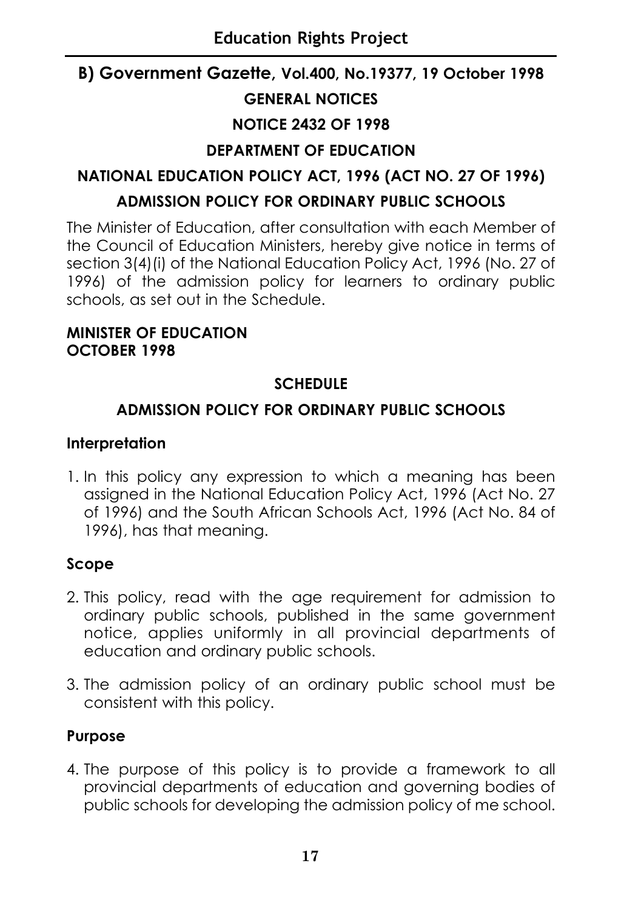## B) Government Gazette, Vol.400, No.19377, 19 October 1998

### GENERAL NOTICES

### NOTICE 2432 OF 1998

### DEPARTMENT OF EDUCATION

### NATIONAL EDUCATION POLICY ACT, 1996 (ACT NO. 27 OF 1996)

### ADMISSION POLICY FOR ORDINARY PUBLIC SCHOOLS

The Minister of Education, after consultation with each Member of the Council of Education Ministers, hereby give notice in terms of section 3(4)(i) of the National Education Policy Act, 1996 (No. 27 of 1996) of the admission policy for learners to ordinary public schools, as set out in the Schedule.

**MINISTER OF EDUCATION**
**OCTOBER 1998**

### SCHEDULE

### ADMISSION POLICY FOR ORDINARY PUBLIC SCHOOLS

#### Interpretation

1. In this policy any expression to which a meaning has been assigned in the National Education Policy Act, 1996 (Act No. 27 of 1996) and the South African Schools Act, 1996 (Act No. 84 of 1996), has that meaning.

#### Scope

2. This policy, read with the age requirement for admission to ordinary public schools, published in the same government notice, applies uniformly in all provincial departments of education and ordinary public schools.

3. The admission policy of an ordinary public school must be consistent with this policy.

#### Purpose

4. The purpose of this policy is to provide a framework to all provincial departments of education and governing bodies of public schools for developing the admission policy of me school.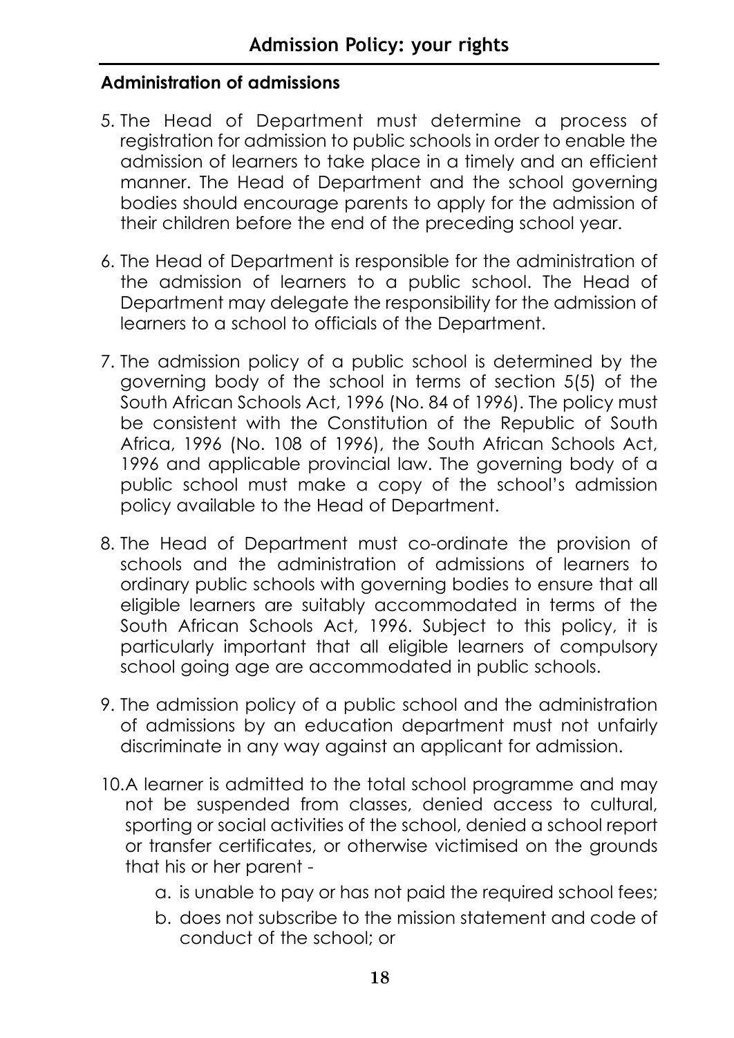## Administration of admissions

5. The Head of Department must determine a process of registration for admission to public schools in order to enable the admission of learners to take place in a timely and an efficient manner. The Head of Department and the school governing bodies should encourage parents to apply for the admission of their children before the end of the preceding school year.

6. The Head of Department is responsible for the administration of the admission of learners to a public school. The Head of Department may delegate the responsibility for the admission of learners to a school to officials of the Department.

7. The admission policy of a public school is determined by the governing body of the school in terms of section 5(5) of the South African Schools Act, 1996 (No. 84 of 1996). The policy must be consistent with the Constitution of the Republic of South Africa, 1996 (No. 108 of 1996), the South African Schools Act, 1996 and applicable provincial law. The governing body of a public school must make a copy of the school's admission policy available to the Head of Department.

8. The Head of Department must co-ordinate the provision of schools and the administration of admissions of learners to ordinary public schools with governing bodies to ensure that all eligible learners are suitably accommodated in terms of the South African Schools Act, 1996. Subject to this policy, it is particularly important that all eligible learners of compulsory school going age are accommodated in public schools.

9. The admission policy of a public school and the administration of admissions by an education department must not unfairly discriminate in any way against an applicant for admission.

10. A learner is admitted to the total school programme and may not be suspended from classes, denied access to cultural, sporting or social activities of the school, denied a school report or transfer certificates, or otherwise victimised on the grounds that his or her parent -
    a. is unable to pay or has not paid the required school fees;
    b. does not subscribe to the mission statement and code of conduct of the school; or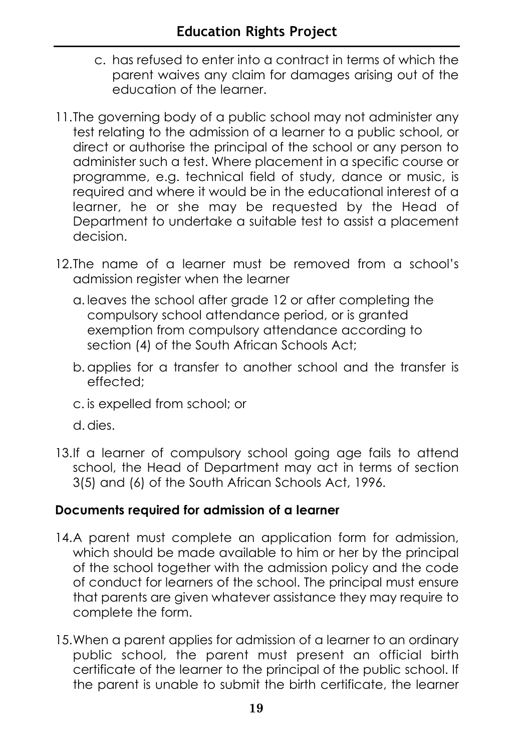c. has refused to enter into a contract in terms of which the parent waives any claim for damages arising out of the education of the learner.

11. The governing body of a public school may not administer any test relating to the admission of a learner to a public school, or direct or authorise the principal of the school or any person to administer such a test. Where placement in a specific course or programme, e.g. technical field of study, dance or music, is required and where it would be in the educational interest of a learner, he or she may be requested by the Head of Department to undertake a suitable test to assist a placement decision.

12. The name of a learner must be removed from a school's admission register when the learner

    a. leaves the school after grade 12 or after completing the compulsory school attendance period, or is granted exemption from compulsory attendance according to section (4) of the South African Schools Act;

    b. applies for a transfer to another school and the transfer is effected;

    c. is expelled from school; or

    d. dies.

13. If a learner of compulsory school going age fails to attend school, the Head of Department may act in terms of section 3(5) and (6) of the South African Schools Act, 1996.

**Documents required for admission of a learner**

14. A parent must complete an application form for admission, which should be made available to him or her by the principal of the school together with the admission policy and the code of conduct for learners of the school. The principal must ensure that parents are given whatever assistance they may require to complete the form.

15. When a parent applies for admission of a learner to an ordinary public school, the parent must present an official birth certificate of the learner to the principal of the public school. If the parent is unable to submit the birth certificate, the learner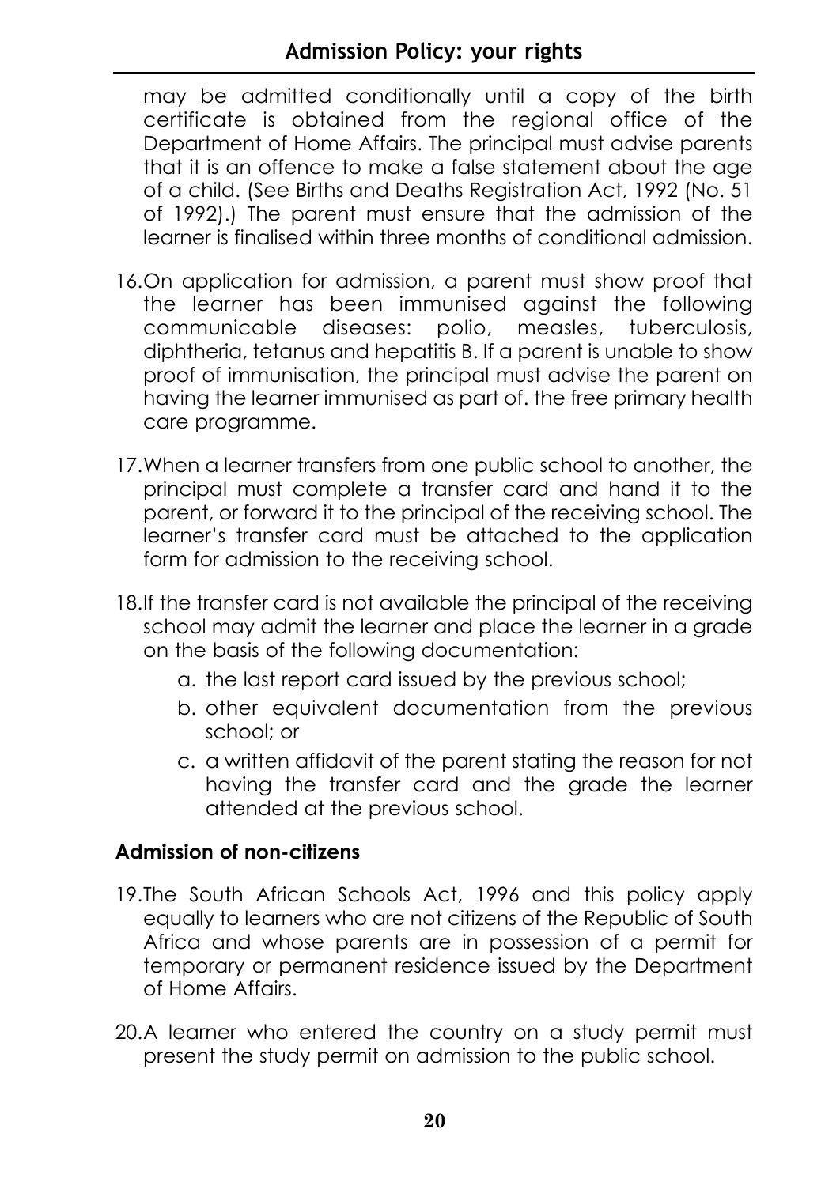may be admitted conditionally until a copy of the birth certificate is obtained from the regional office of the Department of Home Affairs. The principal must advise parents that it is an offence to make a false statement about the age of a child. (See Births and Deaths Registration Act, 1992 (No. 51 of 1992).) The parent must ensure that the admission of the learner is finalised within three months of conditional admission.

16. On application for admission, a parent must show proof that the learner has been immunised against the following communicable diseases: polio, measles, tuberculosis, diphtheria, tetanus and hepatitis B. If a parent is unable to show proof of immunisation, the principal must advise the parent on having the learner immunised as part of. the free primary health care programme.

17. When a learner transfers from one public school to another, the principal must complete a transfer card and hand it to the parent, or forward it to the principal of the receiving school. The learner's transfer card must be attached to the application form for admission to the receiving school.

18. If the transfer card is not available the principal of the receiving school may admit the learner and place the learner in a grade on the basis of the following documentation:
    a. the last report card issued by the previous school;
    b. other equivalent documentation from the previous school; or
    c. a written affidavit of the parent stating the reason for not having the transfer card and the grade the learner attended at the previous school.

**Admission of non-citizens**

19. The South African Schools Act, 1996 and this policy apply equally to learners who are not citizens of the Republic of South Africa and whose parents are in possession of a permit for temporary or permanent residence issued by the Department of Home Affairs.

20. A learner who entered the country on a study permit must present the study permit on admission to the public school.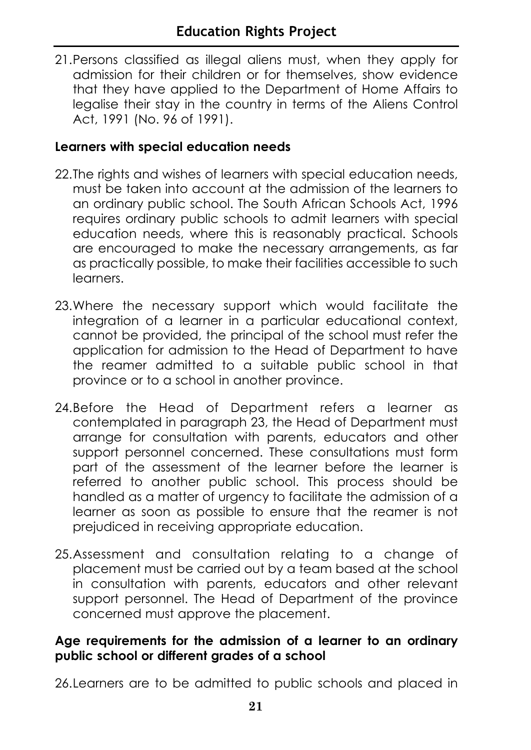21. Persons classified as illegal aliens must, when they apply for admission for their children or for themselves, show evidence that they have applied to the Department of Home Affairs to legalise their stay in the country in terms of the Aliens Control Act, 1991 (No. 96 of 1991).

**Learners with special education needs**

22. The rights and wishes of learners with special education needs, must be taken into account at the admission of the learners to an ordinary public school. The South African Schools Act, 1996 requires ordinary public schools to admit learners with special education needs, where this is reasonably practical. Schools are encouraged to make the necessary arrangements, as far as practically possible, to make their facilities accessible to such learners.

23. Where the necessary support which would facilitate the integration of a learner in a particular educational context, cannot be provided, the principal of the school must refer the application for admission to the Head of Department to have the reamer admitted to a suitable public school in that province or to a school in another province.

24. Before the Head of Department refers a learner as contemplated in paragraph 23, the Head of Department must arrange for consultation with parents, educators and other support personnel concerned. These consultations must form part of the assessment of the learner before the learner is referred to another public school. This process should be handled as a matter of urgency to facilitate the admission of a learner as soon as possible to ensure that the reamer is not prejudiced in receiving appropriate education.

25. Assessment and consultation relating to a change of placement must be carried out by a team based at the school in consultation with parents, educators and other relevant support personnel. The Head of Department of the province concerned must approve the placement.

**Age requirements for the admission of a learner to an ordinary public school or different grades of a school**

26. Learners are to be admitted to public schools and placed in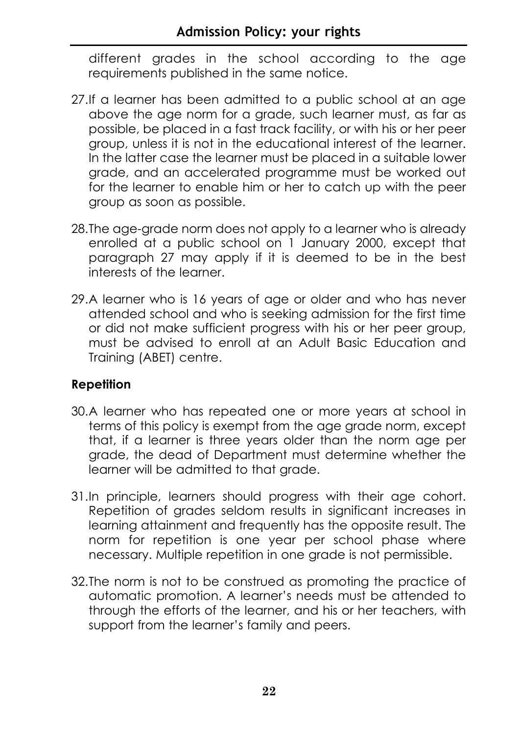different grades in the school according to the age requirements published in the same notice.

27. If a learner has been admitted to a public school at an age above the age norm for a grade, such learner must, as far as possible, be placed in a fast track facility, or with his or her peer group, unless it is not in the educational interest of the learner. In the latter case the learner must be placed in a suitable lower grade, and an accelerated programme must be worked out for the learner to enable him or her to catch up with the peer group as soon as possible.

28. The age-grade norm does not apply to a learner who is already enrolled at a public school on 1 January 2000, except that paragraph 27 may apply if it is deemed to be in the best interests of the learner.

29. A learner who is 16 years of age or older and who has never attended school and who is seeking admission for the first time or did not make sufficient progress with his or her peer group, must be advised to enroll at an Adult Basic Education and Training (ABET) centre.

### Repetition

30. A learner who has repeated one or more years at school in terms of this policy is exempt from the age grade norm, except that, if a learner is three years older than the norm age per grade, the dead of Department must determine whether the learner will be admitted to that grade.

31. In principle, learners should progress with their age cohort. Repetition of grades seldom results in significant increases in learning attainment and frequently has the opposite result. The norm for repetition is one year per school phase where necessary. Multiple repetition in one grade is not permissible.

32. The norm is not to be construed as promoting the practice of automatic promotion. A learner's needs must be attended to through the efforts of the learner, and his or her teachers, with support from the learner's family and peers.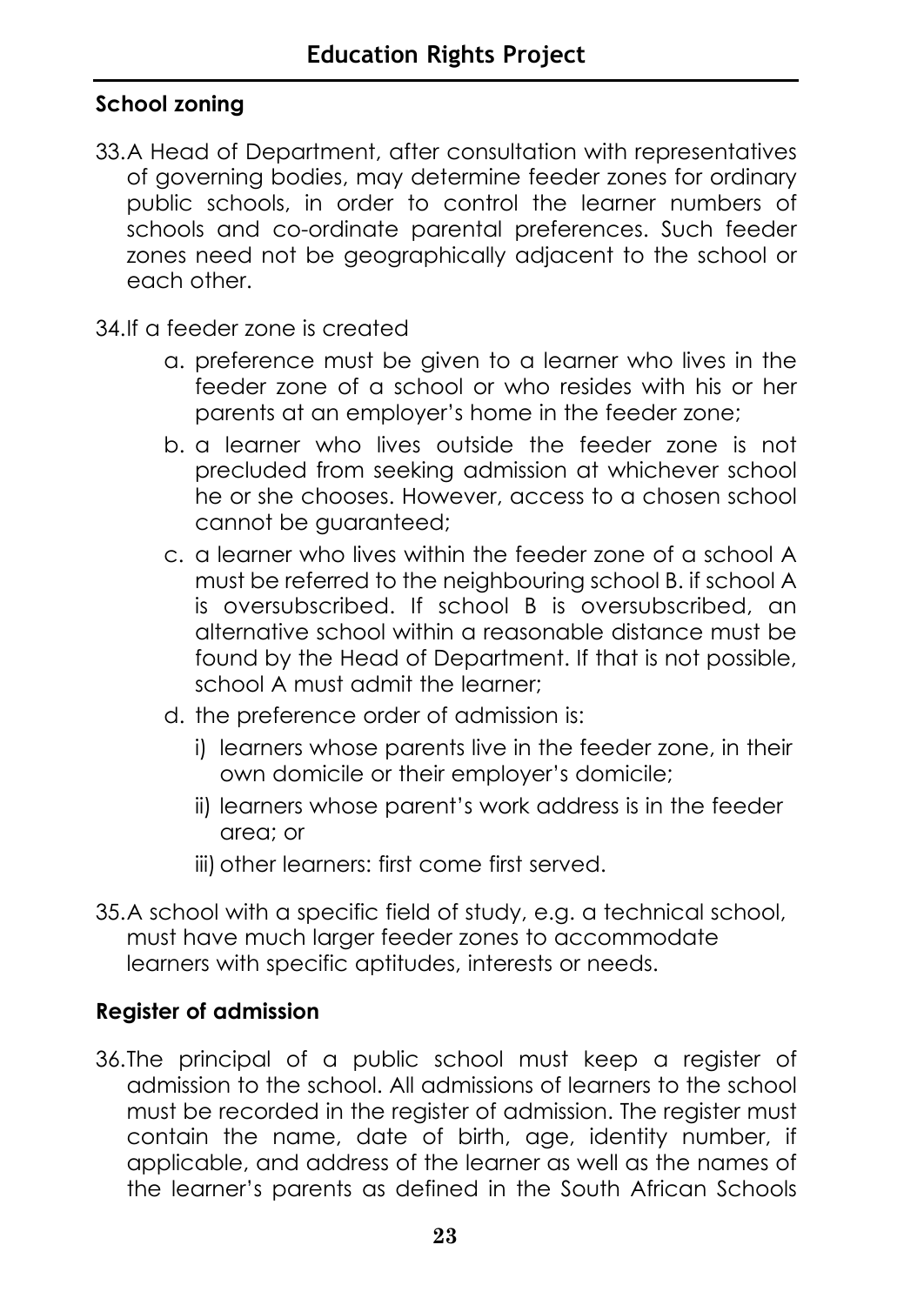### School zoning

33. A Head of Department, after consultation with representatives of governing bodies, may determine feeder zones for ordinary public schools, in order to control the learner numbers of schools and co-ordinate parental preferences. Such feeder zones need not be geographically adjacent to the school or each other.

34. If a feeder zone is created

    a. preference must be given to a learner who lives in the feeder zone of a school or who resides with his or her parents at an employer's home in the feeder zone;

    b. a learner who lives outside the feeder zone is not precluded from seeking admission at whichever school he or she chooses. However, access to a chosen school cannot be guaranteed;

    c. a learner who lives within the feeder zone of a school A must be referred to the neighbouring school B. if school A is oversubscribed. If school B is oversubscribed, an alternative school within a reasonable distance must be found by the Head of Department. If that is not possible, school A must admit the learner;

    d. the preference order of admission is:

       i) learners whose parents live in the feeder zone, in their own domicile or their employer's domicile;

       ii) learners whose parent's work address is in the feeder area; or

       iii) other learners: first come first served.

35. A school with a specific field of study, e.g. a technical school, must have much larger feeder zones to accommodate learners with specific aptitudes, interests or needs.

### Register of admission

36. The principal of a public school must keep a register of admission to the school. All admissions of learners to the school must be recorded in the register of admission. The register must contain the name, date of birth, age, identity number, if applicable, and address of the learner as well as the names of the learner's parents as defined in the South African Schools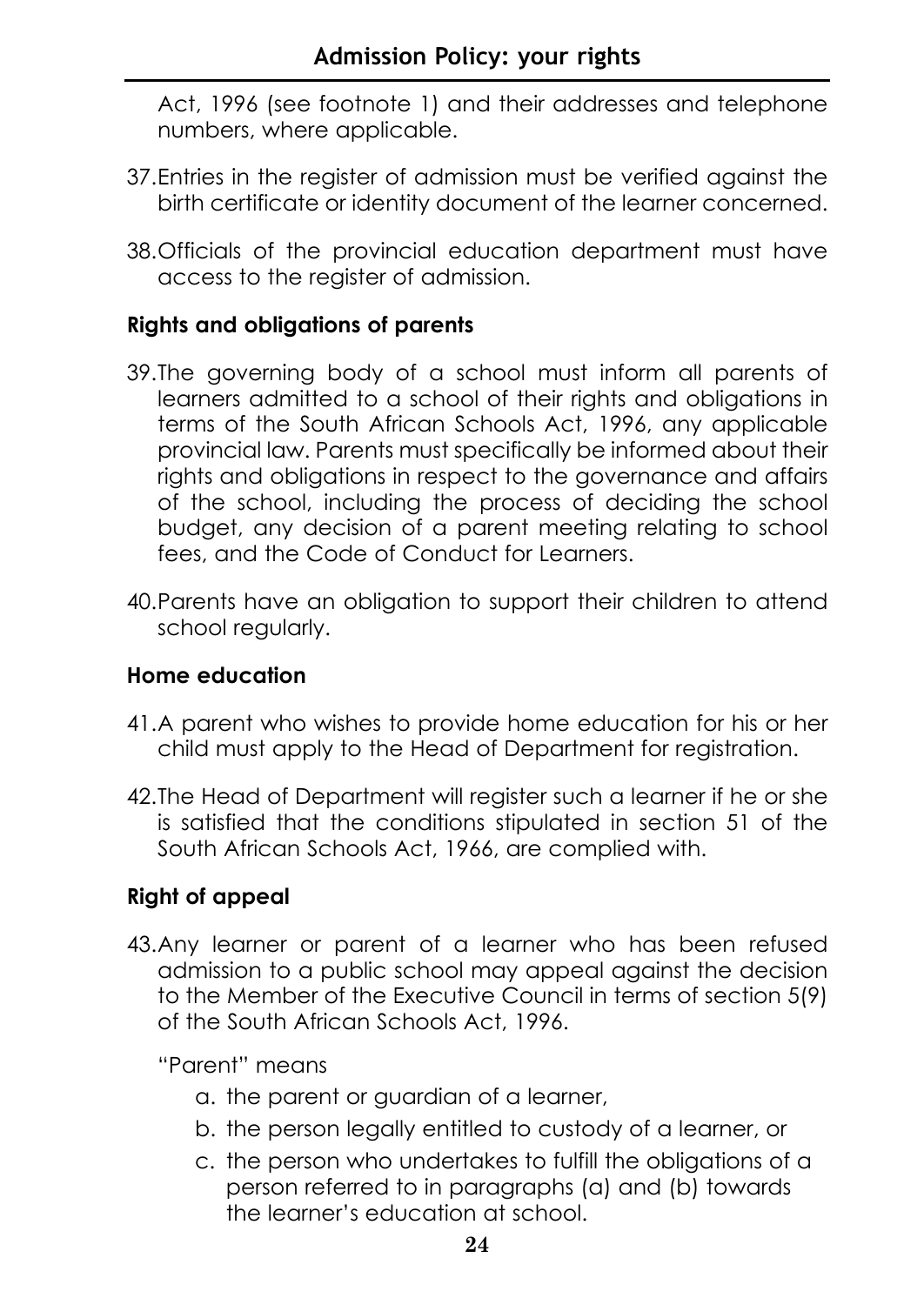Act, 1996 (see footnote 1) and their addresses and telephone numbers, where applicable.

37. Entries in the register of admission must be verified against the birth certificate or identity document of the learner concerned.

38. Officials of the provincial education department must have access to the register of admission.

### Rights and obligations of parents

39. The governing body of a school must inform all parents of learners admitted to a school of their rights and obligations in terms of the South African Schools Act, 1996, any applicable provincial law. Parents must specifically be informed about their rights and obligations in respect to the governance and affairs of the school, including the process of deciding the school budget, any decision of a parent meeting relating to school fees, and the Code of Conduct for Learners.

40. Parents have an obligation to support their children to attend school regularly.

### Home education

41. A parent who wishes to provide home education for his or her child must apply to the Head of Department for registration.

42. The Head of Department will register such a learner if he or she is satisfied that the conditions stipulated in section 51 of the South African Schools Act, 1966, are complied with.

### Right of appeal

43. Any learner or parent of a learner who has been refused admission to a public school may appeal against the decision to the Member of the Executive Council in terms of section 5(9) of the South African Schools Act, 1996.

"Parent" means

a. the parent or guardian of a learner,
b. the person legally entitled to custody of a learner, or
c. the person who undertakes to fulfill the obligations of a person referred to in paragraphs (a) and (b) towards the learner's education at school.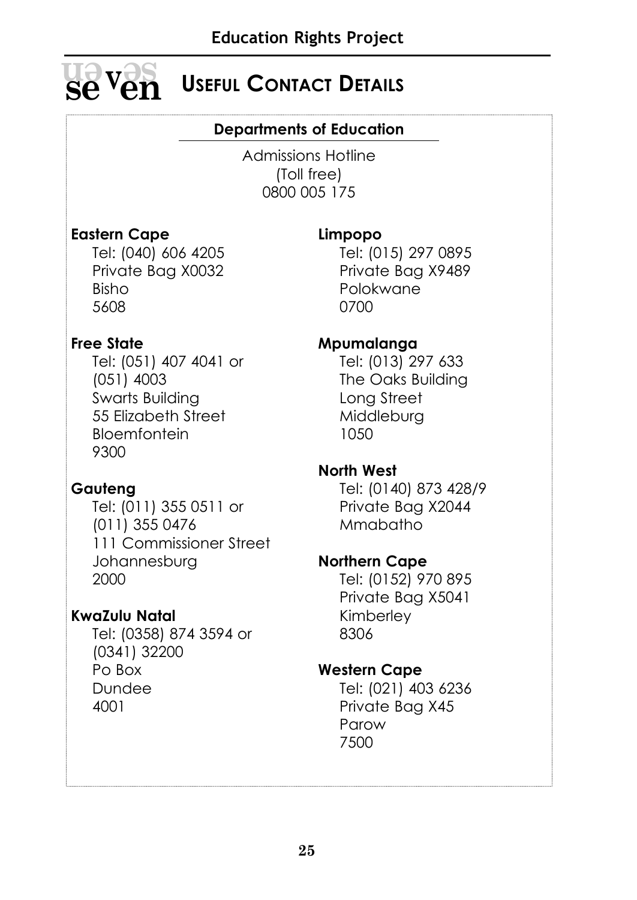# seven USEFUL CONTACT DETAILS

## Departments of Education

Admissions Hotline
(Toll free)
0800 005 175

**Eastern Cape**
Tel: (040) 606 4205
Private Bag X0032
Bisho
5608

**Free State**
Tel: (051) 407 4041 or
(051) 4003
Swarts Building
55 Elizabeth Street
Bloemfontein
9300

**Gauteng**
Tel: (011) 355 0511 or
(011) 355 0476
111 Commissioner Street
Johannesburg
2000

**KwaZulu Natal**
Tel: (0358) 874 3594 or
(0341) 32200
Po Box
Dundee
4001

**Limpopo**
Tel: (015) 297 0895
Private Bag X9489
Polokwane
0700

**Mpumalanga**
Tel: (013) 297 633
The Oaks Building
Long Street
Middleburg
1050

**North West**
Tel: (0140) 873 428/9
Private Bag X2044
Mmabatho

**Northern Cape**
Tel: (0152) 970 895
Private Bag X5041
Kimberley
8306

**Western Cape**
Tel: (021) 403 6236
Private Bag X45
Parow
7500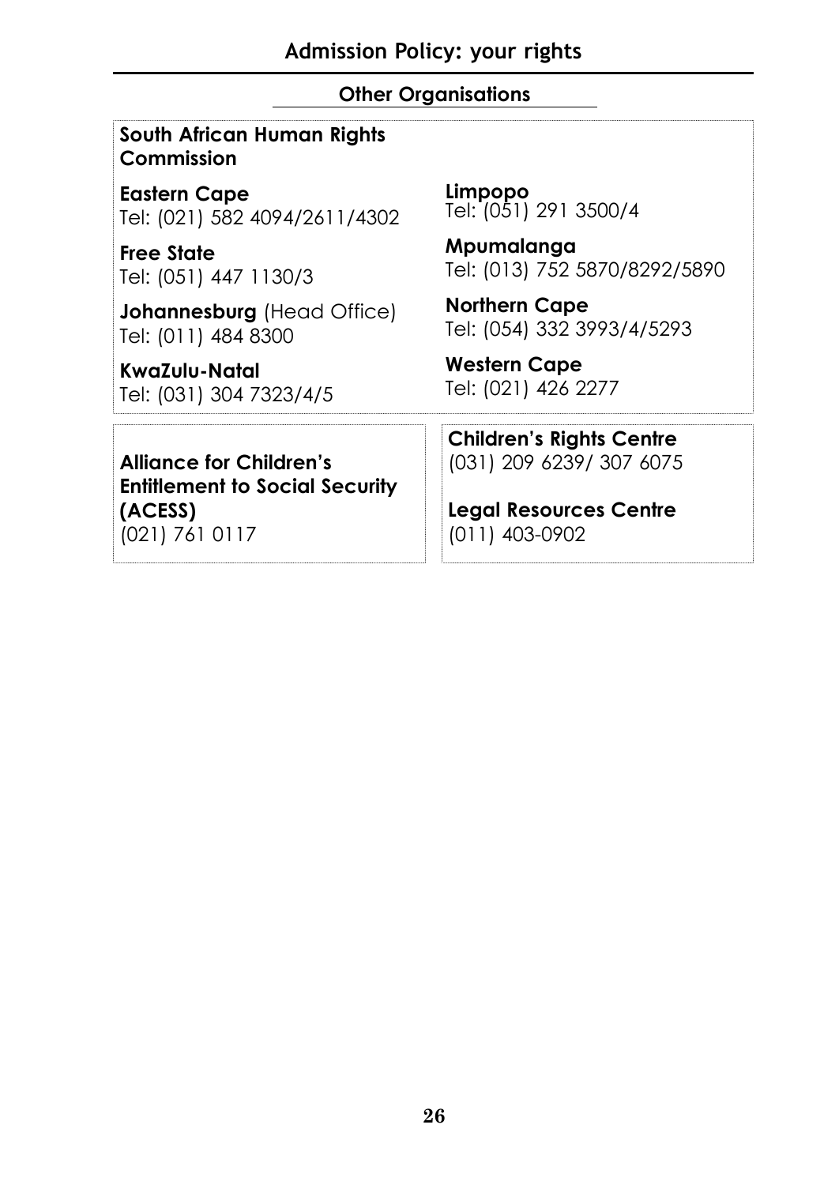## Other Organisations

**South African Human Rights Commission**

**Eastern Cape**
Tel: (021) 582 4094/2611/4302

**Free State**
Tel: (051) 447 1130/3

**Johannesburg** (Head Office)
Tel: (011) 484 8300

**KwaZulu-Natal**
Tel: (031) 304 7323/4/5

**Limpopo**
Tel: (051) 291 3500/4

**Mpumalanga**
Tel: (013) 752 5870/8292/5890

**Northern Cape**
Tel: (054) 332 3993/4/5293

**Western Cape**
Tel: (021) 426 2277

**Alliance for Children's Entitlement to Social Security (ACESS)**
(021) 761 0117

**Children's Rights Centre**
(031) 209 6239/ 307 6075

**Legal Resources Centre**
(011) 403-0902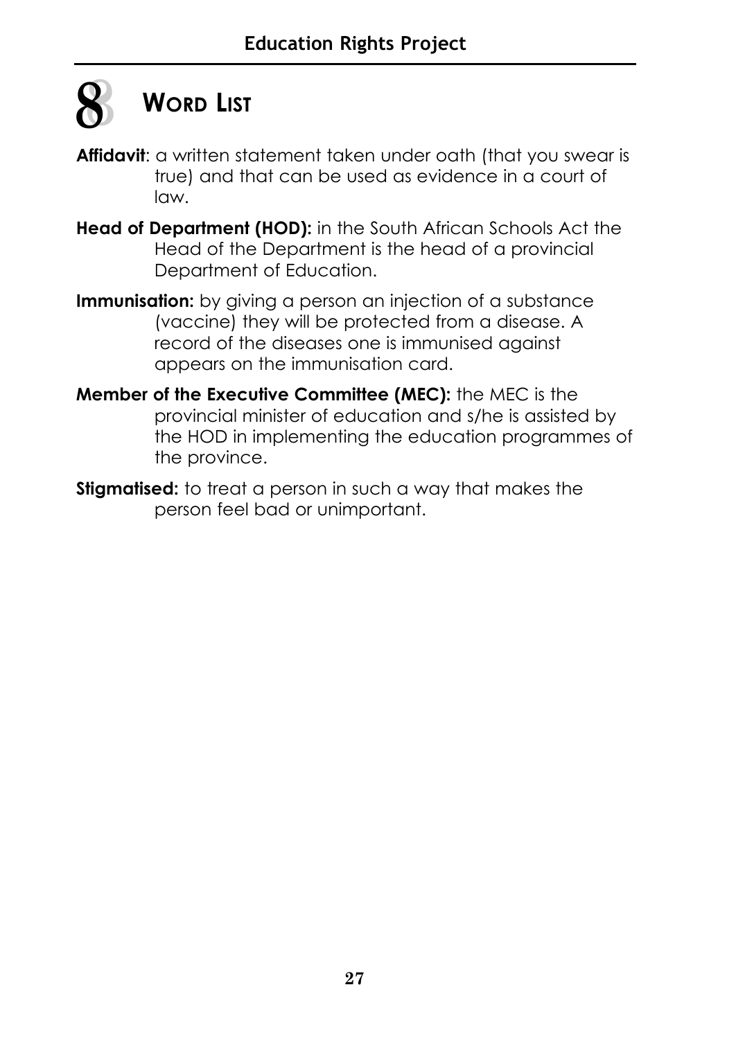# 8 WORD LIST

**Affidavit**: a written statement taken under oath (that you swear is true) and that can be used as evidence in a court of law.

**Head of Department (HOD):** in the South African Schools Act the Head of the Department is the head of a provincial Department of Education.

**Immunisation:** by giving a person an injection of a substance (vaccine) they will be protected from a disease. A record of the diseases one is immunised against appears on the immunisation card.

**Member of the Executive Committee (MEC):** the MEC is the provincial minister of education and s/he is assisted by the HOD in implementing the education programmes of the province.

**Stigmatised:** to treat a person in such a way that makes the person feel bad or unimportant.